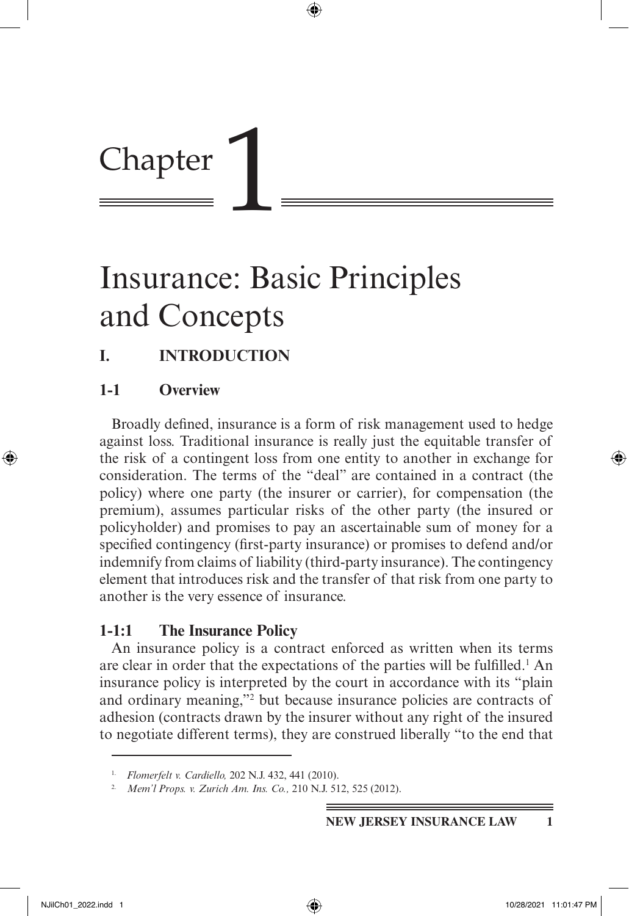# Chapter 1

# Insurance: Basic Principles and Concepts

## I. INTRODUCTION

### 1-1 Overview

Broadly defined, insurance is a form of risk management used to hedge against loss. Traditional insurance is really just the equitable transfer of the risk of a contingent loss from one entity to another in exchange for consideration. The terms of the "deal" are contained in a contract (the policy) where one party (the insurer or carrier), for compensation (the premium), assumes particular risks of the other party (the insured or policyholder) and promises to pay an ascertainable sum of money for a specified contingency (first-party insurance) or promises to defend and/or indemnify from claims of liability (third-party insurance). The contingency element that introduces risk and the transfer of that risk from one party to another is the very essence of insurance.

#### 1-1:1 The Insurance Policy

An insurance policy is a contract enforced as written when its terms are clear in order that the expectations of the parties will be fulfilled.[1] An insurance policy is interpreted by the court in accordance with its "plain and ordinary meaning,"[2] but because insurance policies are contracts of adhesion (contracts drawn by the insurer without any right of the insured to negotiate different terms), they are construed liberally "to the end that

---

1. *Flomerfelt v. Cardiello,* 202 N.J. 432, 441 (2010).
2. *Mem'l Props. v. Zurich Am. Ins. Co.,* 210 N.J. 512, 525 (2012).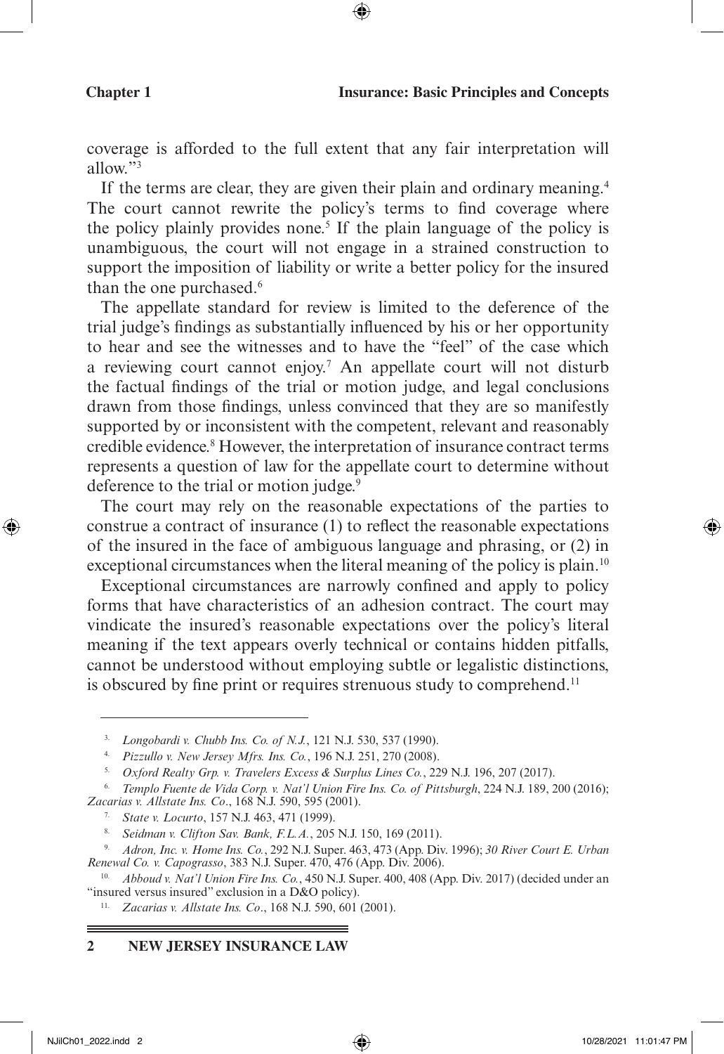coverage is afforded to the full extent that any fair interpretation will allow."[3]

If the terms are clear, they are given their plain and ordinary meaning.[4] The court cannot rewrite the policy's terms to find coverage where the policy plainly provides none.[5] If the plain language of the policy is unambiguous, the court will not engage in a strained construction to support the imposition of liability or write a better policy for the insured than the one purchased.[6]

The appellate standard for review is limited to the deference of the trial judge's findings as substantially influenced by his or her opportunity to hear and see the witnesses and to have the "feel" of the case which a reviewing court cannot enjoy.[7] An appellate court will not disturb the factual findings of the trial or motion judge, and legal conclusions drawn from those findings, unless convinced that they are so manifestly supported by or inconsistent with the competent, relevant and reasonably credible evidence.[8] However, the interpretation of insurance contract terms represents a question of law for the appellate court to determine without deference to the trial or motion judge.[9]

The court may rely on the reasonable expectations of the parties to construe a contract of insurance (1) to reflect the reasonable expectations of the insured in the face of ambiguous language and phrasing, or (2) in exceptional circumstances when the literal meaning of the policy is plain.[10]

Exceptional circumstances are narrowly confined and apply to policy forms that have characteristics of an adhesion contract. The court may vindicate the insured's reasonable expectations over the policy's literal meaning if the text appears overly technical or contains hidden pitfalls, cannot be understood without employing subtle or legalistic distinctions, is obscured by fine print or requires strenuous study to comprehend.[11]

---

[3] *Longobardi v. Chubb Ins. Co. of N.J.*, 121 N.J. 530, 537 (1990).

[4] *Pizzullo v. New Jersey Mfrs. Ins. Co.*, 196 N.J. 251, 270 (2008).

[5] *Oxford Realty Grp. v. Travelers Excess & Surplus Lines Co.*, 229 N.J. 196, 207 (2017).

[6] *Templo Fuente de Vida Corp. v. Nat'l Union Fire Ins. Co. of Pittsburgh*, 224 N.J. 189, 200 (2016); *Zacarias v. Allstate Ins. Co*., 168 N.J. 590, 595 (2001).

[7] *State v. Locurto*, 157 N.J. 463, 471 (1999).

[8] *Seidman v. Clifton Sav. Bank, F.L.A.*, 205 N.J. 150, 169 (2011).

[9] *Adron, Inc. v. Home Ins. Co.*, 292 N.J. Super. 463, 473 (App. Div. 1996); *30 River Court E. Urban Renewal Co. v. Capograsso*, 383 N.J. Super. 470, 476 (App. Div. 2006).

[10] *Abboud v. Nat'l Union Fire Ins. Co.*, 450 N.J. Super. 400, 408 (App. Div. 2017) (decided under an "insured versus insured" exclusion in a D&O policy).

[11] *Zacarias v. Allstate Ins. Co*., 168 N.J. 590, 601 (2001).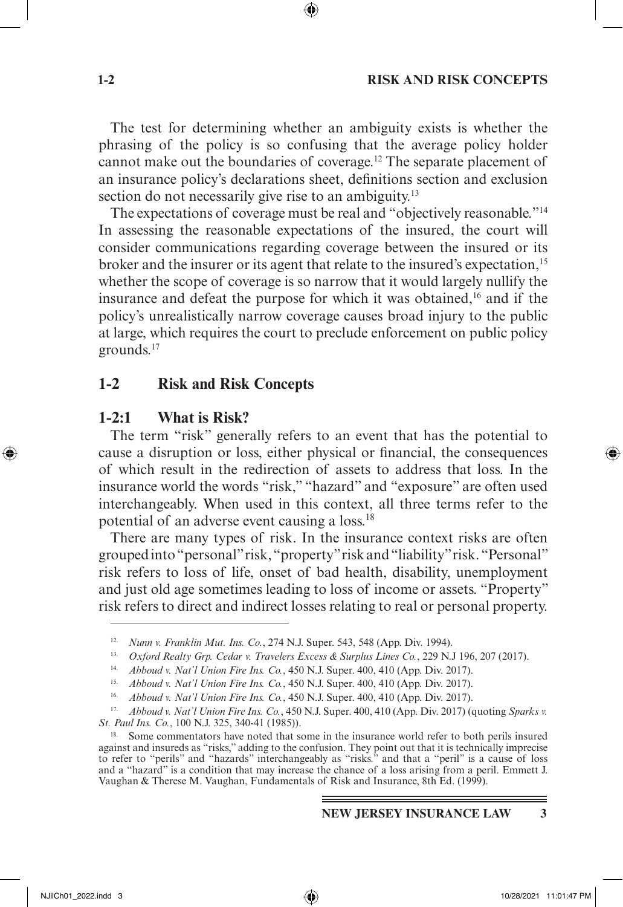The test for determining whether an ambiguity exists is whether the phrasing of the policy is so confusing that the average policy holder cannot make out the boundaries of coverage.[12] The separate placement of an insurance policy's declarations sheet, definitions section and exclusion section do not necessarily give rise to an ambiguity.[13]

The expectations of coverage must be real and "objectively reasonable."[14] In assessing the reasonable expectations of the insured, the court will consider communications regarding coverage between the insured or its broker and the insurer or its agent that relate to the insured's expectation,[15] whether the scope of coverage is so narrow that it would largely nullify the insurance and defeat the purpose for which it was obtained,[16] and if the policy's unrealistically narrow coverage causes broad injury to the public at large, which requires the court to preclude enforcement on public policy grounds.[17]

## 1-2 Risk and Risk Concepts

### 1-2:1 What is Risk?

The term "risk" generally refers to an event that has the potential to cause a disruption or loss, either physical or financial, the consequences of which result in the redirection of assets to address that loss. In the insurance world the words "risk," "hazard" and "exposure" are often used interchangeably. When used in this context, all three terms refer to the potential of an adverse event causing a loss.[18]

There are many types of risk. In the insurance context risks are often grouped into "personal" risk, "property" risk and "liability" risk. "Personal" risk refers to loss of life, onset of bad health, disability, unemployment and just old age sometimes leading to loss of income or assets. "Property" risk refers to direct and indirect losses relating to real or personal property.

---

12. *Nunn v. Franklin Mut. Ins. Co.*, 274 N.J. Super. 543, 548 (App. Div. 1994).

13. *Oxford Realty Grp. Cedar v. Travelers Excess & Surplus Lines Co.*, 229 N.J 196, 207 (2017).

14. *Abboud v. Nat'l Union Fire Ins. Co.*, 450 N.J. Super. 400, 410 (App. Div. 2017).

15. *Abboud v. Nat'l Union Fire Ins. Co.*, 450 N.J. Super. 400, 410 (App. Div. 2017).

16. *Abboud v. Nat'l Union Fire Ins. Co.*, 450 N.J. Super. 400, 410 (App. Div. 2017).

17. *Abboud v. Nat'l Union Fire Ins. Co.*, 450 N.J. Super. 400, 410 (App. Div. 2017) (quoting *Sparks v. St. Paul Ins. Co.*, 100 N.J. 325, 340-41 (1985)).

18. Some commentators have noted that some in the insurance world refer to both perils insured against and insureds as "risks," adding to the confusion. They point out that it is technically imprecise to refer to "perils" and "hazards" interchangeably as "risks." and that a "peril" is a cause of loss and a "hazard" is a condition that may increase the chance of a loss arising from a peril. Emmett J. Vaughan & Therese M. Vaughan, Fundamentals of Risk and Insurance, 8th Ed. (1999).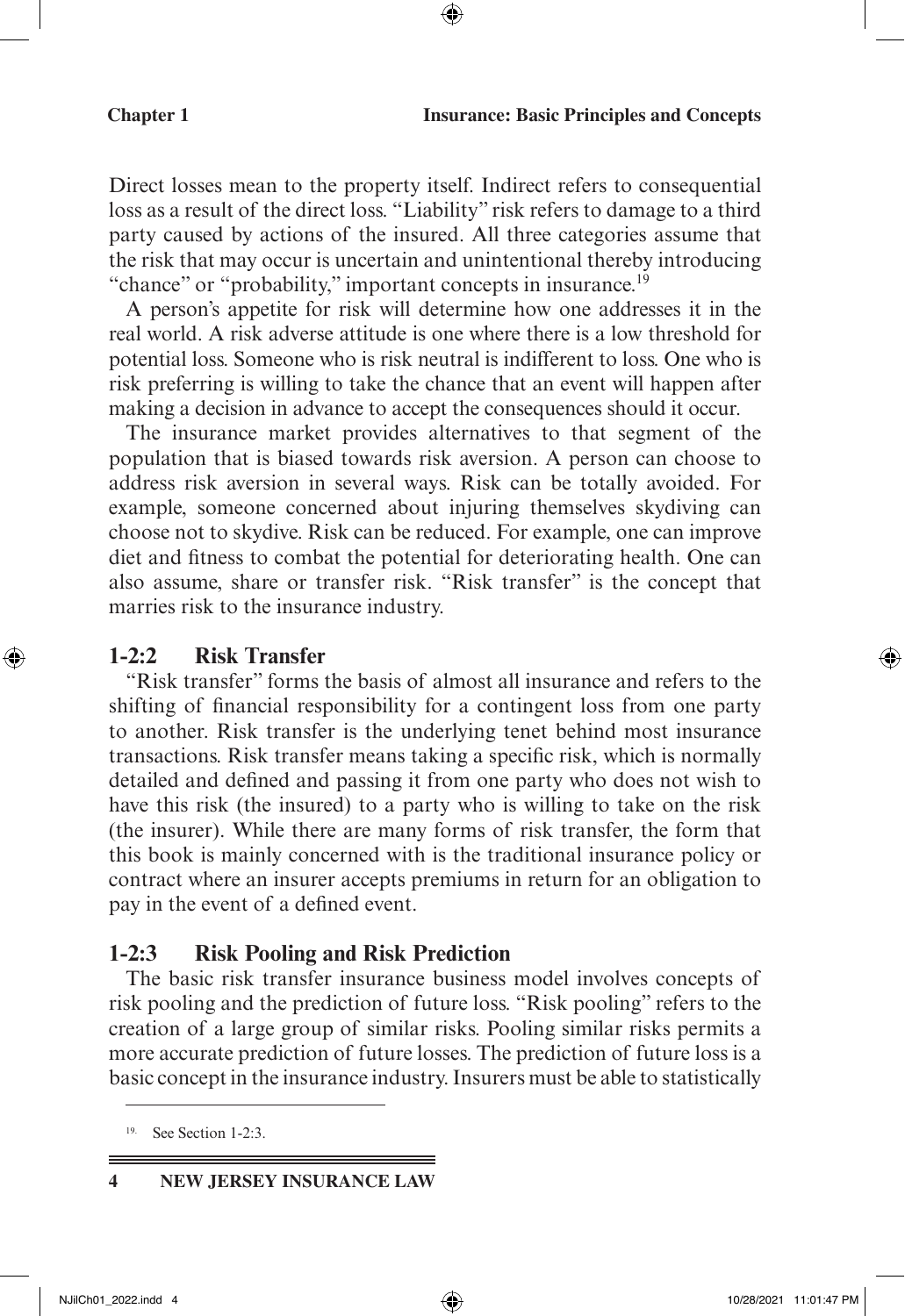Direct losses mean to the property itself. Indirect refers to consequential loss as a result of the direct loss. "Liability" risk refers to damage to a third party caused by actions of the insured. All three categories assume that the risk that may occur is uncertain and unintentional thereby introducing "chance" or "probability," important concepts in insurance.[19]

A person's appetite for risk will determine how one addresses it in the real world. A risk adverse attitude is one where there is a low threshold for potential loss. Someone who is risk neutral is indifferent to loss. One who is risk preferring is willing to take the chance that an event will happen after making a decision in advance to accept the consequences should it occur.

The insurance market provides alternatives to that segment of the population that is biased towards risk aversion. A person can choose to address risk aversion in several ways. Risk can be totally avoided. For example, someone concerned about injuring themselves skydiving can choose not to skydive. Risk can be reduced. For example, one can improve diet and fitness to combat the potential for deteriorating health. One can also assume, share or transfer risk. "Risk transfer" is the concept that marries risk to the insurance industry.

### 1-2:2 Risk Transfer

"Risk transfer" forms the basis of almost all insurance and refers to the shifting of financial responsibility for a contingent loss from one party to another. Risk transfer is the underlying tenet behind most insurance transactions. Risk transfer means taking a specific risk, which is normally detailed and defined and passing it from one party who does not wish to have this risk (the insured) to a party who is willing to take on the risk (the insurer). While there are many forms of risk transfer, the form that this book is mainly concerned with is the traditional insurance policy or contract where an insurer accepts premiums in return for an obligation to pay in the event of a defined event.

### 1-2:3 Risk Pooling and Risk Prediction

The basic risk transfer insurance business model involves concepts of risk pooling and the prediction of future loss. "Risk pooling" refers to the creation of a large group of similar risks. Pooling similar risks permits a more accurate prediction of future losses. The prediction of future loss is a basic concept in the insurance industry. Insurers must be able to statistically

---

[19] See Section 1-2:3.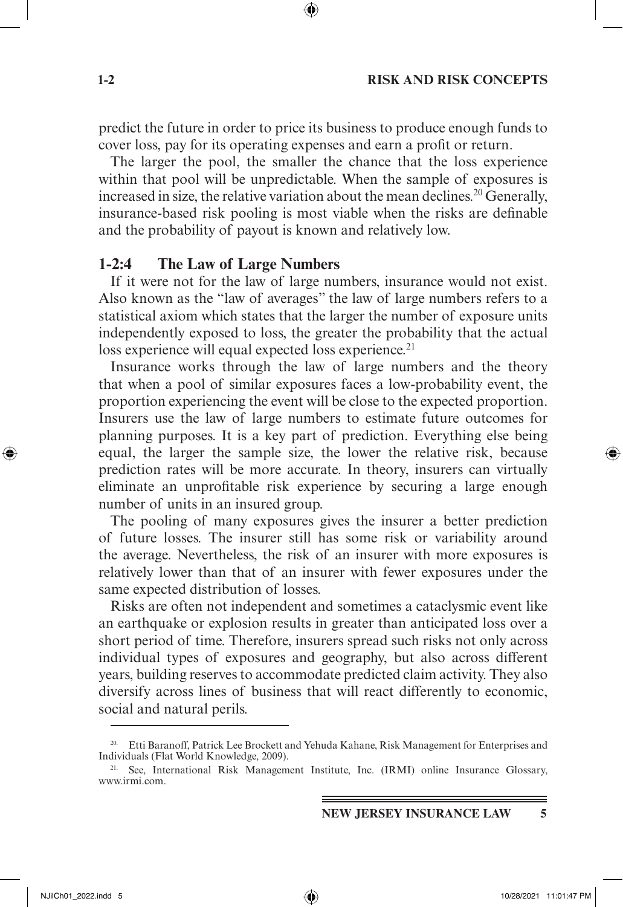predict the future in order to price its business to produce enough funds to cover loss, pay for its operating expenses and earn a profit or return.

The larger the pool, the smaller the chance that the loss experience within that pool will be unpredictable. When the sample of exposures is increased in size, the relative variation about the mean declines.[20] Generally, insurance-based risk pooling is most viable when the risks are definable and the probability of payout is known and relatively low.

### 1-2:4 The Law of Large Numbers

If it were not for the law of large numbers, insurance would not exist. Also known as the "law of averages" the law of large numbers refers to a statistical axiom which states that the larger the number of exposure units independently exposed to loss, the greater the probability that the actual loss experience will equal expected loss experience.[21]

Insurance works through the law of large numbers and the theory that when a pool of similar exposures faces a low-probability event, the proportion experiencing the event will be close to the expected proportion. Insurers use the law of large numbers to estimate future outcomes for planning purposes. It is a key part of prediction. Everything else being equal, the larger the sample size, the lower the relative risk, because prediction rates will be more accurate. In theory, insurers can virtually eliminate an unprofitable risk experience by securing a large enough number of units in an insured group.

The pooling of many exposures gives the insurer a better prediction of future losses. The insurer still has some risk or variability around the average. Nevertheless, the risk of an insurer with more exposures is relatively lower than that of an insurer with fewer exposures under the same expected distribution of losses.

Risks are often not independent and sometimes a cataclysmic event like an earthquake or explosion results in greater than anticipated loss over a short period of time. Therefore, insurers spread such risks not only across individual types of exposures and geography, but also across different years, building reserves to accommodate predicted claim activity. They also diversify across lines of business that will react differently to economic, social and natural perils.

---

[20] Etti Baranoff, Patrick Lee Brockett and Yehuda Kahane, Risk Management for Enterprises and Individuals (Flat World Knowledge, 2009).

[21] See, International Risk Management Institute, Inc. (IRMI) online Insurance Glossary, www.irmi.com.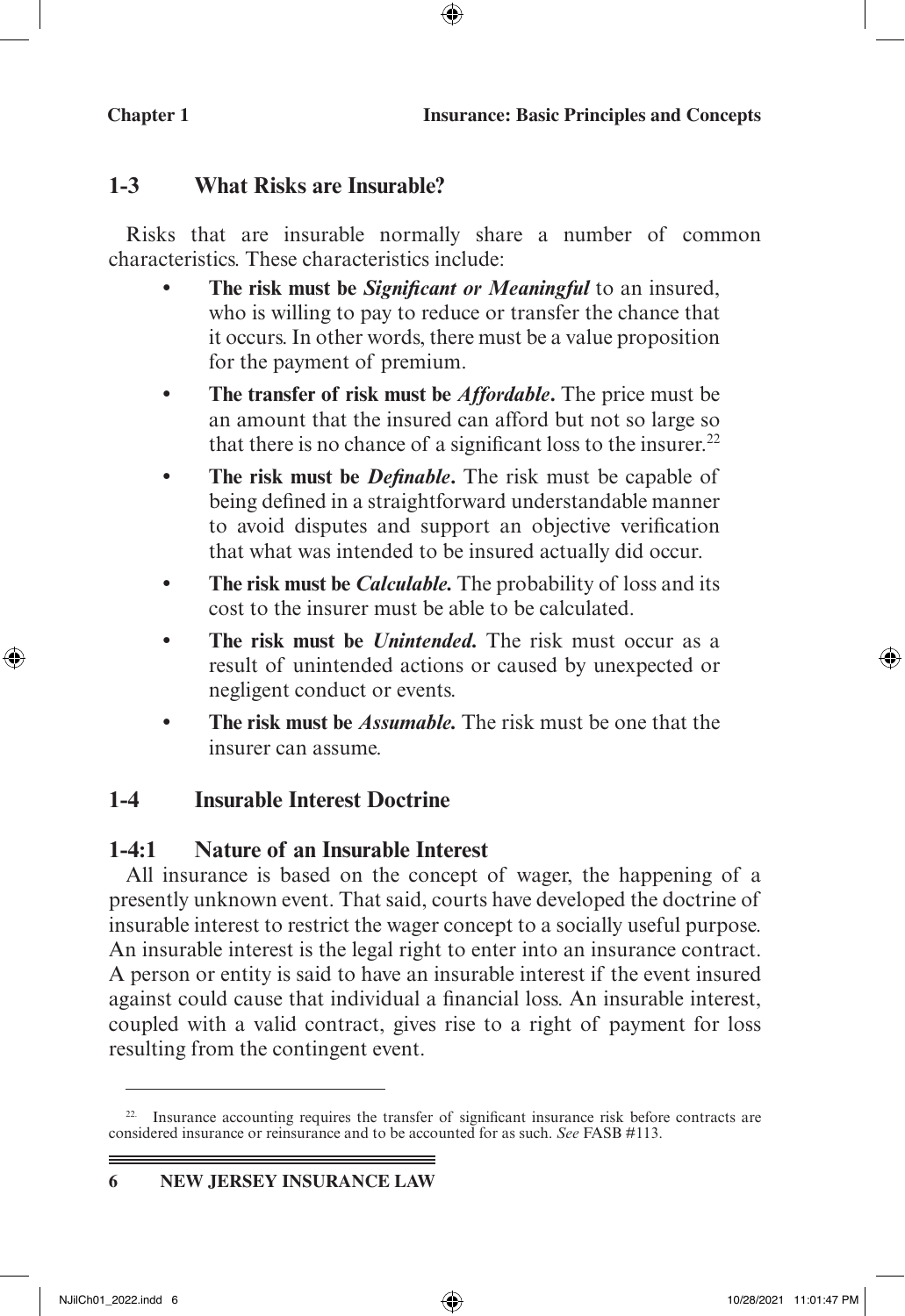## 1-3 What Risks are Insurable?

Risks that are insurable normally share a number of common characteristics. These characteristics include:

- **The risk must be *Significant or Meaningful*** to an insured, who is willing to pay to reduce or transfer the chance that it occurs. In other words, there must be a value proposition for the payment of premium.
- **The transfer of risk must be *Affordable*.** The price must be an amount that the insured can afford but not so large so that there is no chance of a significant loss to the insurer.[22]
- **The risk must be *Definable*.** The risk must be capable of being defined in a straightforward understandable manner to avoid disputes and support an objective verification that what was intended to be insured actually did occur.
- **The risk must be *Calculable*.** The probability of loss and its cost to the insurer must be able to be calculated.
- **The risk must be *Unintended*.** The risk must occur as a result of unintended actions or caused by unexpected or negligent conduct or events.
- **The risk must be *Assumable*.** The risk must be one that the insurer can assume.

## 1-4 Insurable Interest Doctrine

### 1-4:1 Nature of an Insurable Interest

All insurance is based on the concept of wager, the happening of a presently unknown event. That said, courts have developed the doctrine of insurable interest to restrict the wager concept to a socially useful purpose. An insurable interest is the legal right to enter into an insurance contract. A person or entity is said to have an insurable interest if the event insured against could cause that individual a financial loss. An insurable interest, coupled with a valid contract, gives rise to a right of payment for loss resulting from the contingent event.

---

[22] Insurance accounting requires the transfer of significant insurance risk before contracts are considered insurance or reinsurance and to be accounted for as such. *See* FASB #113.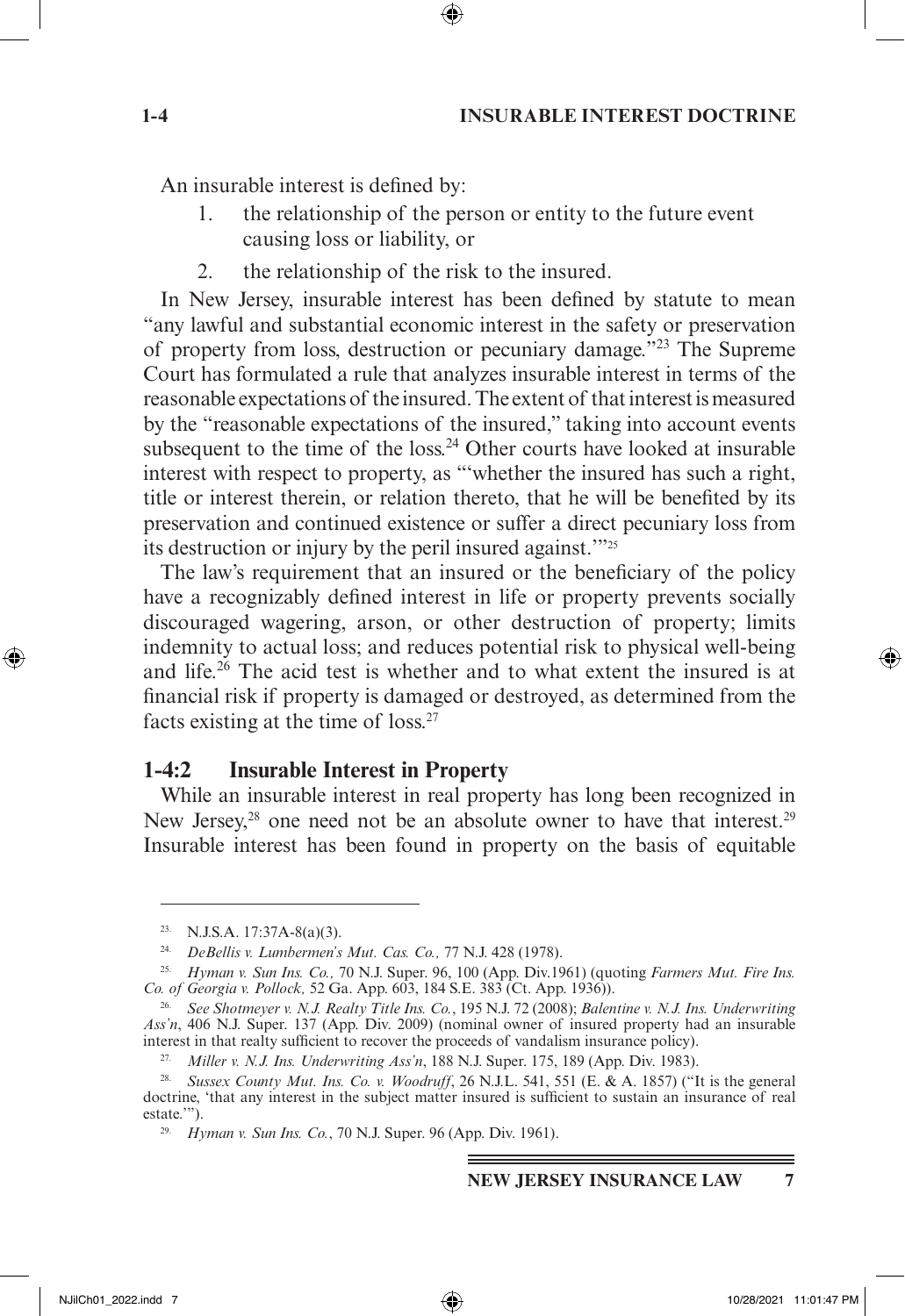An insurable interest is defined by:

1. the relationship of the person or entity to the future event causing loss or liability, or
2. the relationship of the risk to the insured.

In New Jersey, insurable interest has been defined by statute to mean "any lawful and substantial economic interest in the safety or preservation of property from loss, destruction or pecuniary damage."[23] The Supreme Court has formulated a rule that analyzes insurable interest in terms of the reasonable expectations of the insured. The extent of that interest is measured by the "reasonable expectations of the insured," taking into account events subsequent to the time of the loss.[24] Other courts have looked at insurable interest with respect to property, as "'whether the insured has such a right, title or interest therein, or relation thereto, that he will be benefited by its preservation and continued existence or suffer a direct pecuniary loss from its destruction or injury by the peril insured against.'"[25]

The law's requirement that an insured or the beneficiary of the policy have a recognizably defined interest in life or property prevents socially discouraged wagering, arson, or other destruction of property; limits indemnity to actual loss; and reduces potential risk to physical well-being and life.[26] The acid test is whether and to what extent the insured is at financial risk if property is damaged or destroyed, as determined from the facts existing at the time of loss.[27]

### 1-4:2 Insurable Interest in Property

While an insurable interest in real property has long been recognized in New Jersey,[28] one need not be an absolute owner to have that interest.[29] Insurable interest has been found in property on the basis of equitable

---

23. N.J.S.A. 17:37A-8(a)(3).

24. *DeBellis v. Lumbermen's Mut. Cas. Co.,* 77 N.J. 428 (1978).

25. *Hyman v. Sun Ins. Co.,* 70 N.J. Super. 96, 100 (App. Div.1961) (quoting *Farmers Mut. Fire Ins. Co. of Georgia v. Pollock,* 52 Ga. App. 603, 184 S.E. 383 (Ct. App. 1936)).

26. *See Shotmeyer v. N.J. Realty Title Ins. Co.*, 195 N.J. 72 (2008); *Balentine v. N.J. Ins. Underwriting Ass'n*, 406 N.J. Super. 137 (App. Div. 2009) (nominal owner of insured property had an insurable interest in that realty sufficient to recover the proceeds of vandalism insurance policy).

27. *Miller v. N.J. Ins. Underwriting Ass'n*, 188 N.J. Super. 175, 189 (App. Div. 1983).

28. *Sussex County Mut. Ins. Co. v. Woodruff*, 26 N.J.L. 541, 551 (E. & A. 1857) ("It is the general doctrine, 'that any interest in the subject matter insured is sufficient to sustain an insurance of real estate.'").

29. *Hyman v. Sun Ins. Co.*, 70 N.J. Super. 96 (App. Div. 1961).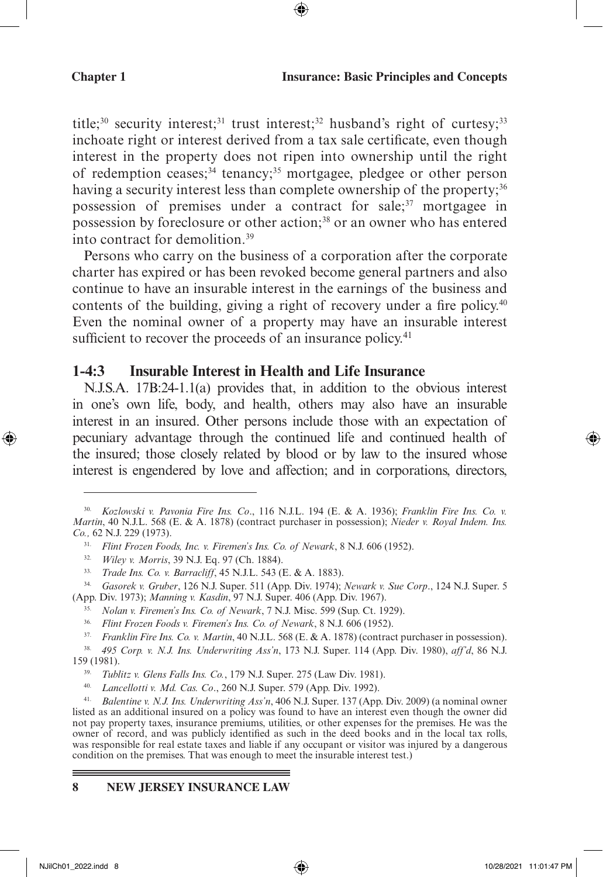title;[30] security interest;[31] trust interest;[32] husband's right of curtesy;[33] inchoate right or interest derived from a tax sale certificate, even though interest in the property does not ripen into ownership until the right of redemption ceases;[34] tenancy;[35] mortgagee, pledgee or other person having a security interest less than complete ownership of the property;[36] possession of premises under a contract for sale;[37] mortgagee in possession by foreclosure or other action;[38] or an owner who has entered into contract for demolition.[39]

Persons who carry on the business of a corporation after the corporate charter has expired or has been revoked become general partners and also continue to have an insurable interest in the earnings of the business and contents of the building, giving a right of recovery under a fire policy.[40] Even the nominal owner of a property may have an insurable interest sufficient to recover the proceeds of an insurance policy.[41]

### 1-4:3 Insurable Interest in Health and Life Insurance

N.J.S.A. 17B:24-1.1(a) provides that, in addition to the obvious interest in one's own life, body, and health, others may also have an insurable interest in an insured. Other persons include those with an expectation of pecuniary advantage through the continued life and continued health of the insured; those closely related by blood or by law to the insured whose interest is engendered by love and affection; and in corporations, directors,

---

[30] *Kozlowski v. Pavonia Fire Ins. Co*., 116 N.J.L. 194 (E. & A. 1936); *Franklin Fire Ins. Co. v. Martin*, 40 N.J.L. 568 (E. & A. 1878) (contract purchaser in possession); *Nieder v. Royal Indem. Ins. Co.,* 62 N.J. 229 (1973).

[31] *Flint Frozen Foods, Inc. v. Firemen's Ins. Co. of Newark*, 8 N.J. 606 (1952).

[32] *Wiley v. Morris*, 39 N.J. Eq. 97 (Ch. 1884).

[33] *Trade Ins. Co. v. Barracliff*, 45 N.J.L. 543 (E. & A. 1883).

[34] *Gasorek v. Gruber*, 126 N.J. Super. 511 (App. Div. 1974); *Newark v. Sue Corp*., 124 N.J. Super. 5 (App. Div. 1973); *Manning v. Kasdin*, 97 N.J. Super. 406 (App. Div. 1967).

[35] *Nolan v. Firemen's Ins. Co. of Newark*, 7 N.J. Misc. 599 (Sup. Ct. 1929).

[36] *Flint Frozen Foods v. Firemen's Ins. Co. of Newark*, 8 N.J. 606 (1952).

[37] *Franklin Fire Ins. Co. v. Martin*, 40 N.J.L. 568 (E. & A. 1878) (contract purchaser in possession).

[38] *495 Corp. v. N.J. Ins. Underwriting Ass'n*, 173 N.J. Super. 114 (App. Div. 1980), *aff'd*, 86 N.J. 159 (1981).

[39] *Tublitz v. Glens Falls Ins. Co.*, 179 N.J. Super. 275 (Law Div. 1981).

[40] *Lancellotti v. Md. Cas. Co*., 260 N.J. Super. 579 (App. Div. 1992).

[41] *Balentine v. N.J. Ins. Underwriting Ass'n*, 406 N.J. Super. 137 (App. Div. 2009) (a nominal owner listed as an additional insured on a policy was found to have an interest even though the owner did not pay property taxes, insurance premiums, utilities, or other expenses for the premises. He was the owner of record, and was publicly identified as such in the deed books and in the local tax rolls, was responsible for real estate taxes and liable if any occupant or visitor was injured by a dangerous condition on the premises. That was enough to meet the insurable interest test.)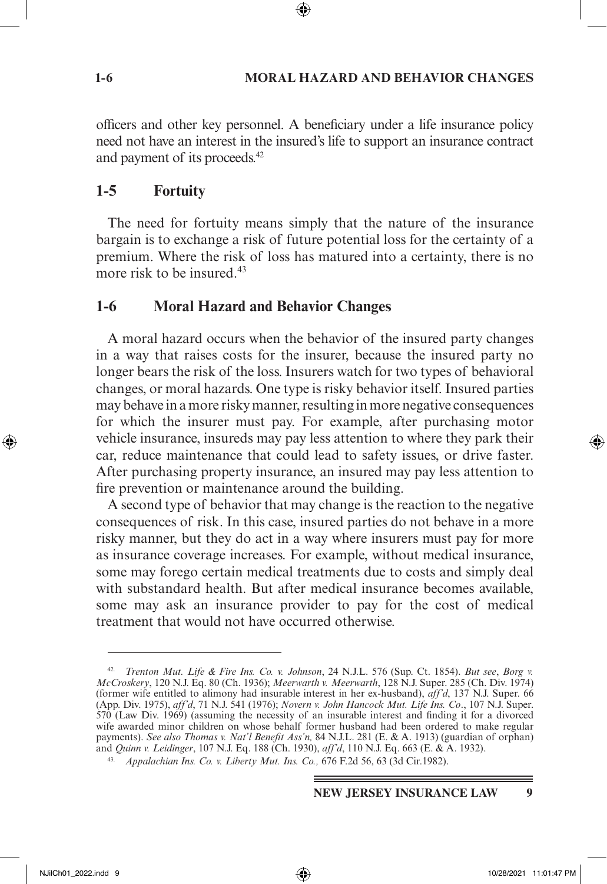officers and other key personnel. A beneficiary under a life insurance policy need not have an interest in the insured's life to support an insurance contract and payment of its proceeds.[42]

## 1-5 Fortuity

The need for fortuity means simply that the nature of the insurance bargain is to exchange a risk of future potential loss for the certainty of a premium. Where the risk of loss has matured into a certainty, there is no more risk to be insured.[43]

## 1-6 Moral Hazard and Behavior Changes

A moral hazard occurs when the behavior of the insured party changes in a way that raises costs for the insurer, because the insured party no longer bears the risk of the loss. Insurers watch for two types of behavioral changes, or moral hazards. One type is risky behavior itself. Insured parties may behave in a more risky manner, resulting in more negative consequences for which the insurer must pay. For example, after purchasing motor vehicle insurance, insureds may pay less attention to where they park their car, reduce maintenance that could lead to safety issues, or drive faster. After purchasing property insurance, an insured may pay less attention to fire prevention or maintenance around the building.

A second type of behavior that may change is the reaction to the negative consequences of risk. In this case, insured parties do not behave in a more risky manner, but they do act in a way where insurers must pay for more as insurance coverage increases. For example, without medical insurance, some may forego certain medical treatments due to costs and simply deal with substandard health. But after medical insurance becomes available, some may ask an insurance provider to pay for the cost of medical treatment that would not have occurred otherwise.

---

[42] *Trenton Mut. Life & Fire Ins. Co. v. Johnson*, 24 N.J.L. 576 (Sup. Ct. 1854). *But see*, *Borg v. McCroskery*, 120 N.J. Eq. 80 (Ch. 1936); *Meerwarth v. Meerwarth*, 128 N.J. Super. 285 (Ch. Div. 1974) (former wife entitled to alimony had insurable interest in her ex-husband), *aff'd*, 137 N.J. Super. 66 (App. Div. 1975), *aff'd*, 71 N.J. 541 (1976); *Novern v. John Hancock Mut. Life Ins. Co*., 107 N.J. Super. 570 (Law Div. 1969) (assuming the necessity of an insurable interest and finding it for a divorced wife awarded minor children on whose behalf former husband had been ordered to make regular payments). *See also Thomas v. Nat'l Benefit Ass'n,* 84 N.J.L. 281 (E. & A. 1913) (guardian of orphan) and *Quinn v. Leidinger*, 107 N.J. Eq. 188 (Ch. 1930), *aff'd*, 110 N.J. Eq. 663 (E. & A. 1932).

[43] *Appalachian Ins. Co. v. Liberty Mut. Ins. Co.,* 676 F.2d 56, 63 (3d Cir.1982).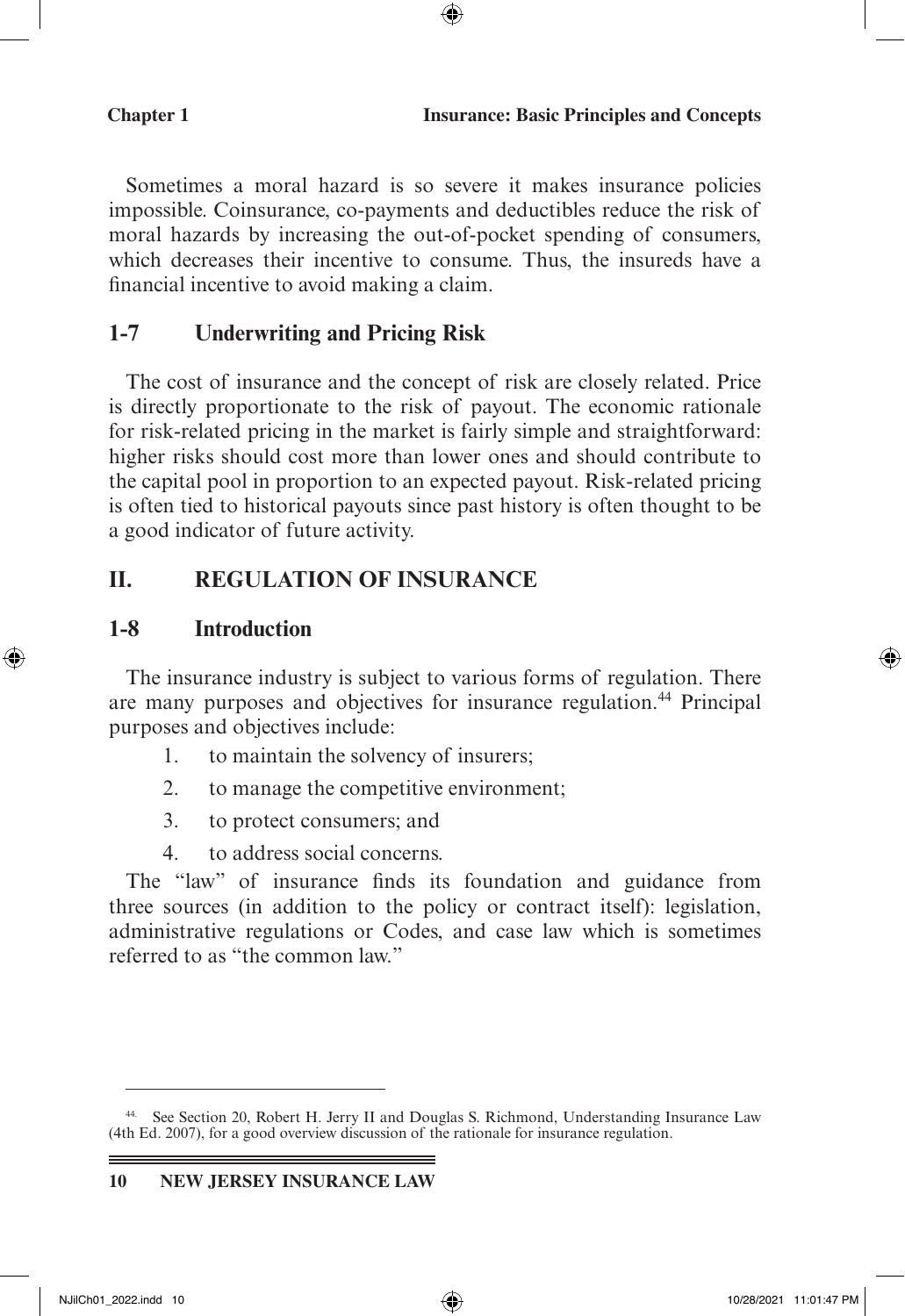Sometimes a moral hazard is so severe it makes insurance policies impossible. Coinsurance, co-payments and deductibles reduce the risk of moral hazards by increasing the out-of-pocket spending of consumers, which decreases their incentive to consume. Thus, the insureds have a financial incentive to avoid making a claim.

### 1-7 Underwriting and Pricing Risk

The cost of insurance and the concept of risk are closely related. Price is directly proportionate to the risk of payout. The economic rationale for risk-related pricing in the market is fairly simple and straightforward: higher risks should cost more than lower ones and should contribute to the capital pool in proportion to an expected payout. Risk-related pricing is often tied to historical payouts since past history is often thought to be a good indicator of future activity.

## II. REGULATION OF INSURANCE

### 1-8 Introduction

The insurance industry is subject to various forms of regulation. There are many purposes and objectives for insurance regulation.[44] Principal purposes and objectives include:

1. to maintain the solvency of insurers;
2. to manage the competitive environment;
3. to protect consumers; and
4. to address social concerns.

The "law" of insurance finds its foundation and guidance from three sources (in addition to the policy or contract itself): legislation, administrative regulations or Codes, and case law which is sometimes referred to as "the common law."

---

[44] See Section 20, Robert H. Jerry II and Douglas S. Richmond, Understanding Insurance Law (4th Ed. 2007), for a good overview discussion of the rationale for insurance regulation.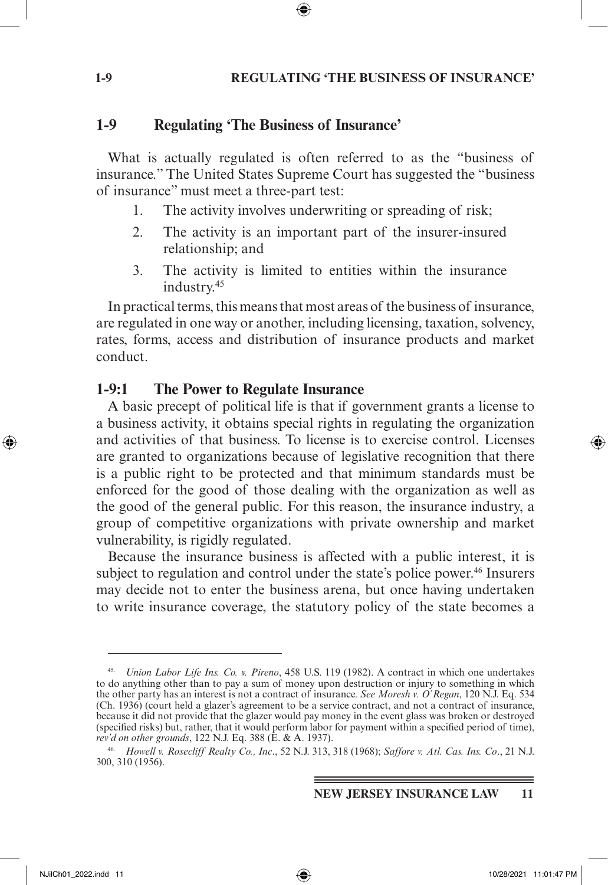## 1-9 Regulating 'The Business of Insurance'

What is actually regulated is often referred to as the "business of insurance." The United States Supreme Court has suggested the "business of insurance" must meet a three-part test:

1. The activity involves underwriting or spreading of risk;
2. The activity is an important part of the insurer-insured relationship; and
3. The activity is limited to entities within the insurance industry.[45]

In practical terms, this means that most areas of the business of insurance, are regulated in one way or another, including licensing, taxation, solvency, rates, forms, access and distribution of insurance products and market conduct.

### 1-9:1 The Power to Regulate Insurance

A basic precept of political life is that if government grants a license to a business activity, it obtains special rights in regulating the organization and activities of that business. To license is to exercise control. Licenses are granted to organizations because of legislative recognition that there is a public right to be protected and that minimum standards must be enforced for the good of those dealing with the organization as well as the good of the general public. For this reason, the insurance industry, a group of competitive organizations with private ownership and market vulnerability, is rigidly regulated.

Because the insurance business is affected with a public interest, it is subject to regulation and control under the state's police power.[46] Insurers may decide not to enter the business arena, but once having undertaken to write insurance coverage, the statutory policy of the state becomes a

---

45. *Union Labor Life Ins. Co. v. Pireno*, 458 U.S. 119 (1982). A contract in which one undertakes to do anything other than to pay a sum of money upon destruction or injury to something in which the other party has an interest is not a contract of insurance. *See Moresh v. O'Regan*, 120 N.J. Eq. 534 (Ch. 1936) (court held a glazer's agreement to be a service contract, and not a contract of insurance, because it did not provide that the glazer would pay money in the event glass was broken or destroyed (specified risks) but, rather, that it would perform labor for payment within a specified period of time), *rev'd on other grounds*, 122 N.J. Eq. 388 (E. & A. 1937).

46. *Howell v. Rosecliff Realty Co., Inc*., 52 N.J. 313, 318 (1968); *Saffore v. Atl. Cas. Ins. Co*., 21 N.J. 300, 310 (1956).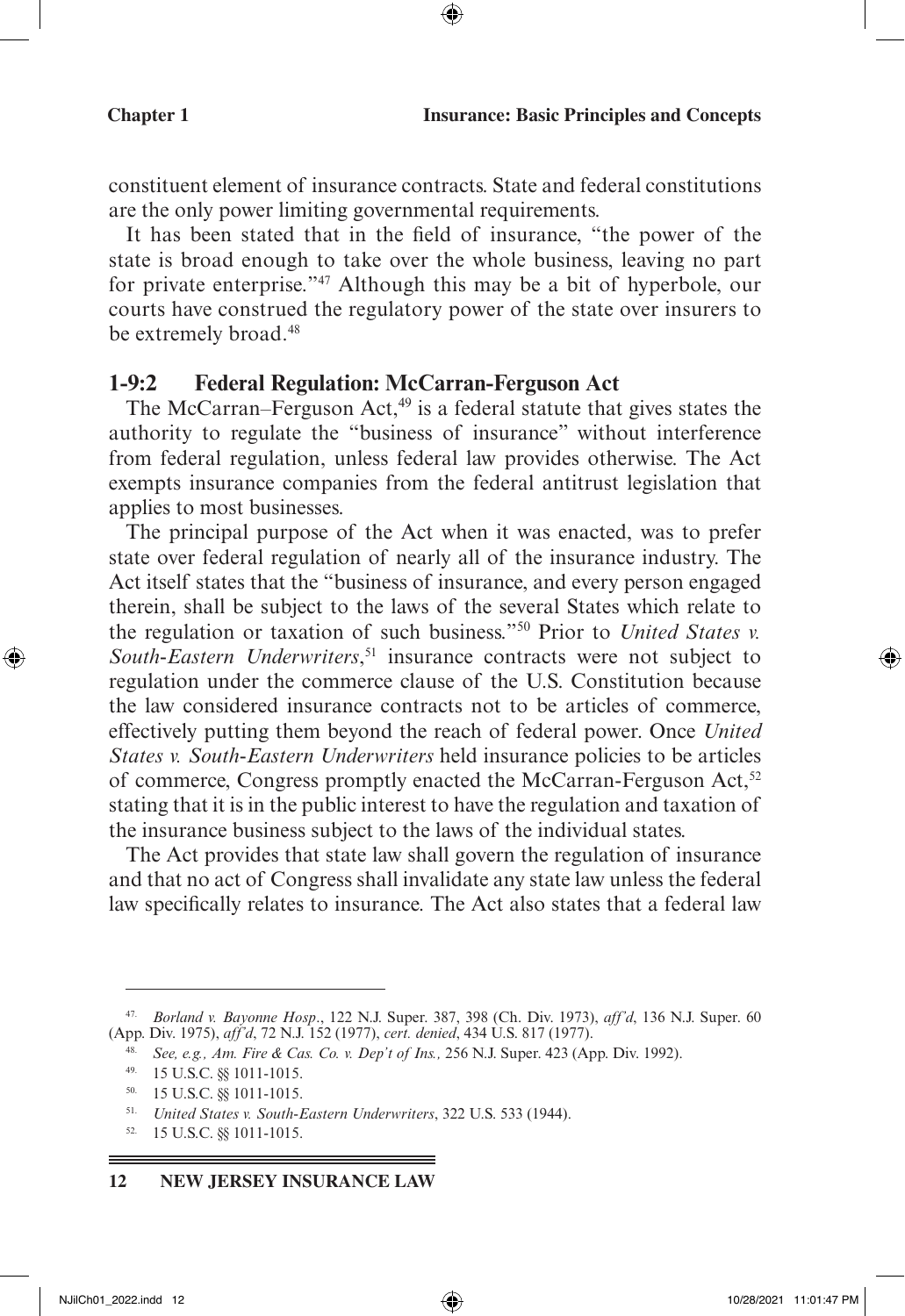constituent element of insurance contracts. State and federal constitutions are the only power limiting governmental requirements.

It has been stated that in the field of insurance, "the power of the state is broad enough to take over the whole business, leaving no part for private enterprise."[47] Although this may be a bit of hyperbole, our courts have construed the regulatory power of the state over insurers to be extremely broad.[48]

### 1-9:2 Federal Regulation: McCarran-Ferguson Act

The McCarran–Ferguson Act,[49] is a federal statute that gives states the authority to regulate the "business of insurance" without interference from federal regulation, unless federal law provides otherwise. The Act exempts insurance companies from the federal antitrust legislation that applies to most businesses.

The principal purpose of the Act when it was enacted, was to prefer state over federal regulation of nearly all of the insurance industry. The Act itself states that the "business of insurance, and every person engaged therein, shall be subject to the laws of the several States which relate to the regulation or taxation of such business."[50] Prior to *United States v. South-Eastern Underwriters*,[51] insurance contracts were not subject to regulation under the commerce clause of the U.S. Constitution because the law considered insurance contracts not to be articles of commerce, effectively putting them beyond the reach of federal power. Once *United States v. South-Eastern Underwriters* held insurance policies to be articles of commerce, Congress promptly enacted the McCarran-Ferguson Act,[52] stating that it is in the public interest to have the regulation and taxation of the insurance business subject to the laws of the individual states.

The Act provides that state law shall govern the regulation of insurance and that no act of Congress shall invalidate any state law unless the federal law specifically relates to insurance. The Act also states that a federal law

---

[47] *Borland v. Bayonne Hosp*., 122 N.J. Super. 387, 398 (Ch. Div. 1973), *aff'd*, 136 N.J. Super. 60 (App. Div. 1975), *aff'd*, 72 N.J. 152 (1977), *cert. denied*, 434 U.S. 817 (1977).

[48] *See, e.g., Am. Fire & Cas. Co. v. Dep't of Ins.,* 256 N.J. Super. 423 (App. Div. 1992).

[49] 15 U.S.C. §§ 1011-1015.

[50] 15 U.S.C. §§ 1011-1015.

[51] *United States v. South-Eastern Underwriters*, 322 U.S. 533 (1944).

[52] 15 U.S.C. §§ 1011-1015.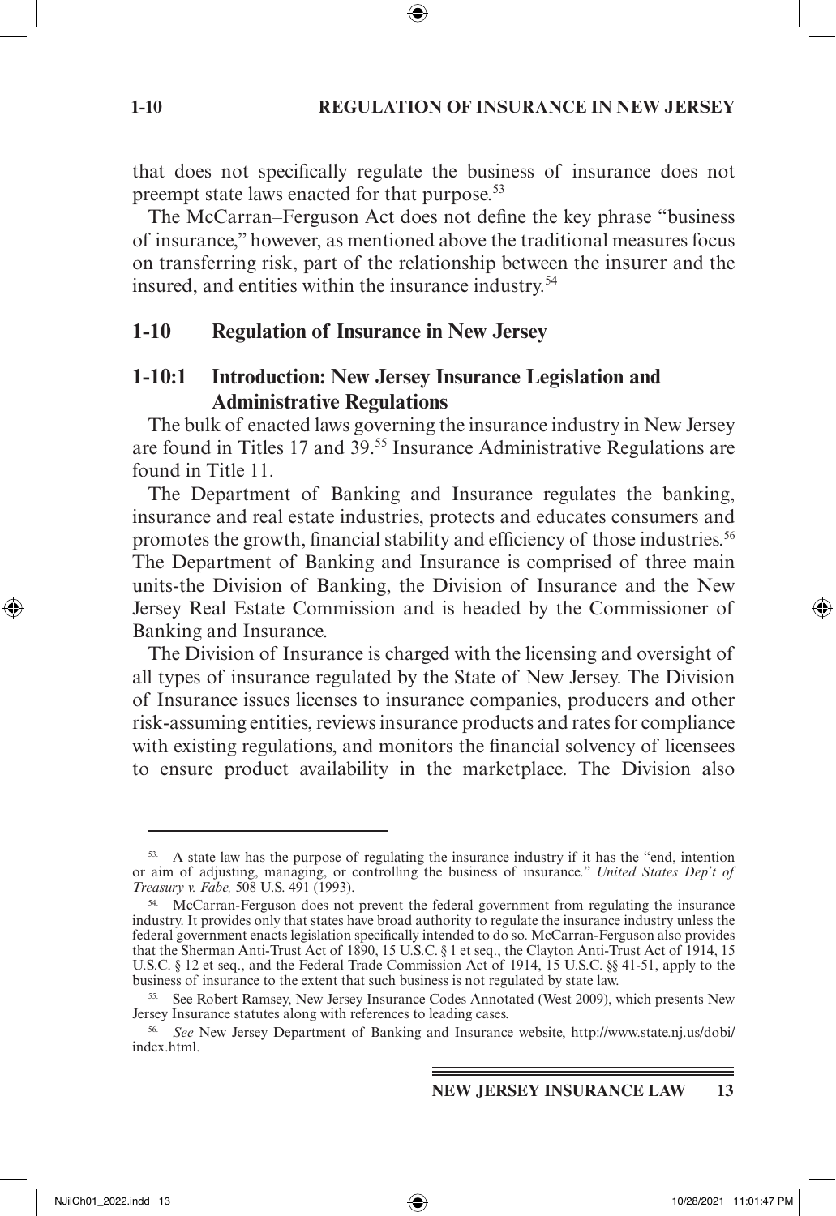that does not specifically regulate the business of insurance does not preempt state laws enacted for that purpose.[53]

The McCarran–Ferguson Act does not define the key phrase "business of insurance," however, as mentioned above the traditional measures focus on transferring risk, part of the relationship between the insurer and the insured, and entities within the insurance industry.[54]

## 1-10 Regulation of Insurance in New Jersey

### 1-10:1 Introduction: New Jersey Insurance Legislation and Administrative Regulations

The bulk of enacted laws governing the insurance industry in New Jersey are found in Titles 17 and 39.[55] Insurance Administrative Regulations are found in Title 11.

The Department of Banking and Insurance regulates the banking, insurance and real estate industries, protects and educates consumers and promotes the growth, financial stability and efficiency of those industries.[56] The Department of Banking and Insurance is comprised of three main units-the Division of Banking, the Division of Insurance and the New Jersey Real Estate Commission and is headed by the Commissioner of Banking and Insurance.

The Division of Insurance is charged with the licensing and oversight of all types of insurance regulated by the State of New Jersey. The Division of Insurance issues licenses to insurance companies, producers and other risk-assuming entities, reviews insurance products and rates for compliance with existing regulations, and monitors the financial solvency of licensees to ensure product availability in the marketplace. The Division also

---

[53] A state law has the purpose of regulating the insurance industry if it has the "end, intention or aim of adjusting, managing, or controlling the business of insurance." *United States Dep't of Treasury v. Fabe,* 508 U.S. 491 (1993).

[54] McCarran-Ferguson does not prevent the federal government from regulating the insurance industry. It provides only that states have broad authority to regulate the insurance industry unless the federal government enacts legislation specifically intended to do so. McCarran-Ferguson also provides that the Sherman Anti-Trust Act of 1890, 15 U.S.C. § 1 et seq., the Clayton Anti-Trust Act of 1914, 15 U.S.C. § 12 et seq., and the Federal Trade Commission Act of 1914, 15 U.S.C. §§ 41-51, apply to the business of insurance to the extent that such business is not regulated by state law.

[55] See Robert Ramsey, New Jersey Insurance Codes Annotated (West 2009), which presents New Jersey Insurance statutes along with references to leading cases.

[56] *See* New Jersey Department of Banking and Insurance website, http://www.state.nj.us/dobi/index.html.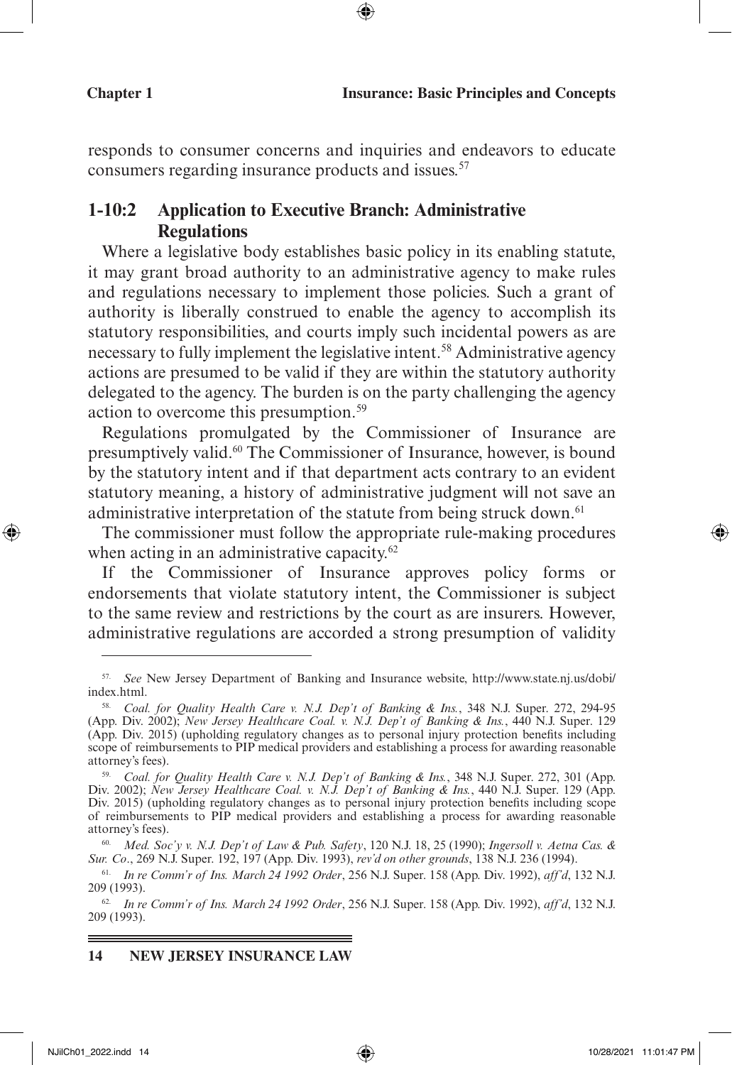responds to consumer concerns and inquiries and endeavors to educate consumers regarding insurance products and issues.[57]

### 1-10:2 Application to Executive Branch: Administrative Regulations

Where a legislative body establishes basic policy in its enabling statute, it may grant broad authority to an administrative agency to make rules and regulations necessary to implement those policies. Such a grant of authority is liberally construed to enable the agency to accomplish its statutory responsibilities, and courts imply such incidental powers as are necessary to fully implement the legislative intent.[58] Administrative agency actions are presumed to be valid if they are within the statutory authority delegated to the agency. The burden is on the party challenging the agency action to overcome this presumption.[59]

Regulations promulgated by the Commissioner of Insurance are presumptively valid.[60] The Commissioner of Insurance, however, is bound by the statutory intent and if that department acts contrary to an evident statutory meaning, a history of administrative judgment will not save an administrative interpretation of the statute from being struck down.[61]

The commissioner must follow the appropriate rule-making procedures when acting in an administrative capacity.[62]

If the Commissioner of Insurance approves policy forms or endorsements that violate statutory intent, the Commissioner is subject to the same review and restrictions by the court as are insurers. However, administrative regulations are accorded a strong presumption of validity

---

57. *See* New Jersey Department of Banking and Insurance website, http://www.state.nj.us/dobi/index.html.

58. *Coal. for Quality Health Care v. N.J. Dep't of Banking & Ins.*, 348 N.J. Super. 272, 294-95 (App. Div. 2002); *New Jersey Healthcare Coal. v. N.J. Dep't of Banking & Ins.*, 440 N.J. Super. 129 (App. Div. 2015) (upholding regulatory changes as to personal injury protection benefits including scope of reimbursements to PIP medical providers and establishing a process for awarding reasonable attorney's fees).

59. *Coal. for Quality Health Care v. N.J. Dep't of Banking & Ins.*, 348 N.J. Super. 272, 301 (App. Div. 2002); *New Jersey Healthcare Coal. v. N.J. Dep't of Banking & Ins.*, 440 N.J. Super. 129 (App. Div. 2015) (upholding regulatory changes as to personal injury protection benefits including scope of reimbursements to PIP medical providers and establishing a process for awarding reasonable attorney's fees).

60. *Med. Soc'y v. N.J. Dep't of Law & Pub. Safety*, 120 N.J. 18, 25 (1990); *Ingersoll v. Aetna Cas. & Sur. Co*., 269 N.J. Super. 192, 197 (App. Div. 1993), *rev'd on other grounds*, 138 N.J. 236 (1994).

61. *In re Comm'r of Ins. March 24 1992 Order*, 256 N.J. Super. 158 (App. Div. 1992), *aff'd*, 132 N.J. 209 (1993).

62. *In re Comm'r of Ins. March 24 1992 Order*, 256 N.J. Super. 158 (App. Div. 1992), *aff'd*, 132 N.J. 209 (1993).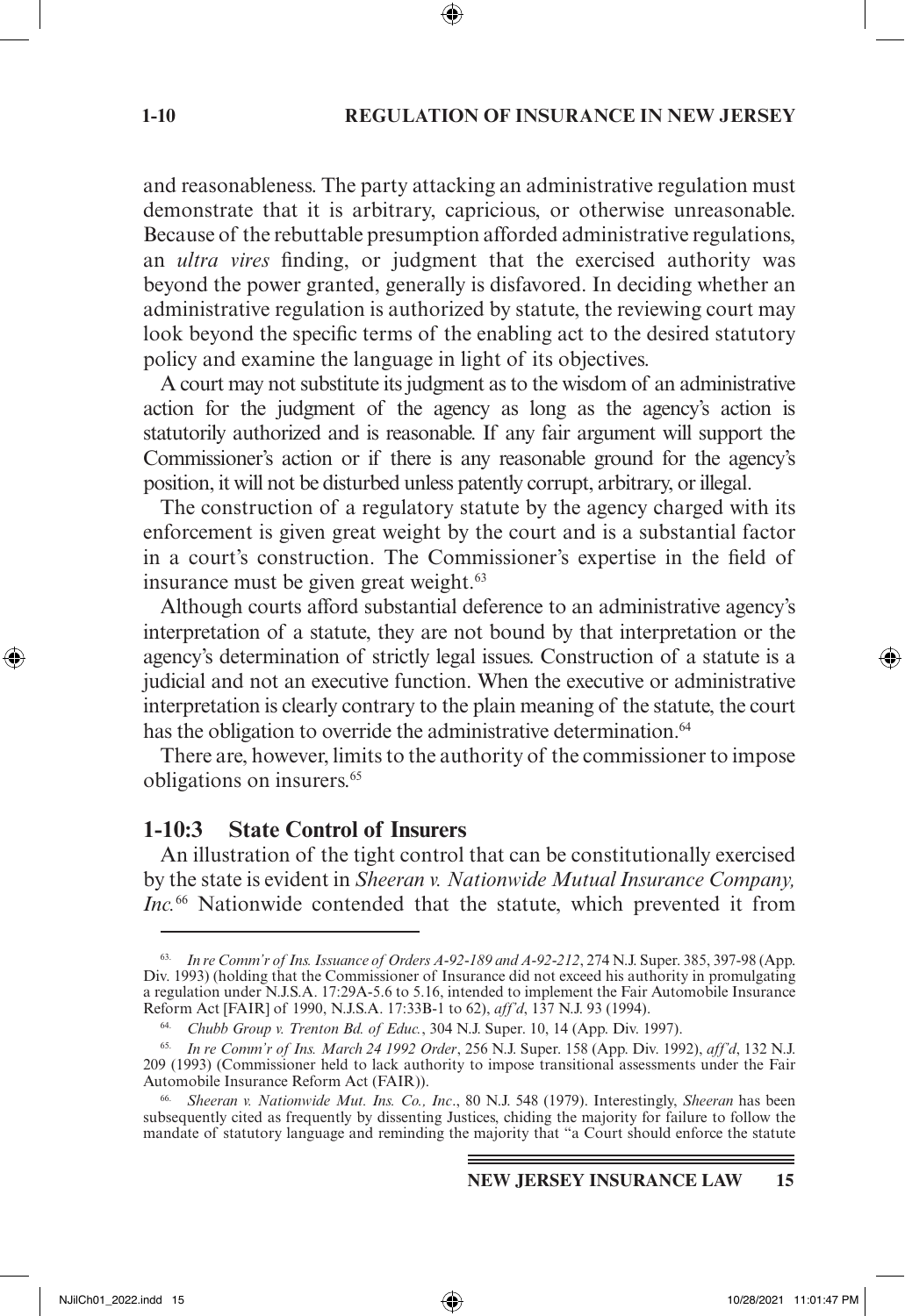and reasonableness. The party attacking an administrative regulation must demonstrate that it is arbitrary, capricious, or otherwise unreasonable. Because of the rebuttable presumption afforded administrative regulations, an *ultra vires* finding, or judgment that the exercised authority was beyond the power granted, generally is disfavored. In deciding whether an administrative regulation is authorized by statute, the reviewing court may look beyond the specific terms of the enabling act to the desired statutory policy and examine the language in light of its objectives.

A court may not substitute its judgment as to the wisdom of an administrative action for the judgment of the agency as long as the agency's action is statutorily authorized and is reasonable. If any fair argument will support the Commissioner's action or if there is any reasonable ground for the agency's position, it will not be disturbed unless patently corrupt, arbitrary, or illegal.

The construction of a regulatory statute by the agency charged with its enforcement is given great weight by the court and is a substantial factor in a court's construction. The Commissioner's expertise in the field of insurance must be given great weight.[63]

Although courts afford substantial deference to an administrative agency's interpretation of a statute, they are not bound by that interpretation or the agency's determination of strictly legal issues. Construction of a statute is a judicial and not an executive function. When the executive or administrative interpretation is clearly contrary to the plain meaning of the statute, the court has the obligation to override the administrative determination.[64]

There are, however, limits to the authority of the commissioner to impose obligations on insurers.[65]

### 1-10:3 State Control of Insurers

An illustration of the tight control that can be constitutionally exercised by the state is evident in *Sheeran v. Nationwide Mutual Insurance Company, Inc.*[66] Nationwide contended that the statute, which prevented it from

---

[63] *In re Comm'r of Ins. Issuance of Orders A-92-189 and A-92-212*, 274 N.J. Super. 385, 397-98 (App. Div. 1993) (holding that the Commissioner of Insurance did not exceed his authority in promulgating a regulation under N.J.S.A. 17:29A-5.6 to 5.16, intended to implement the Fair Automobile Insurance Reform Act [FAIR] of 1990, N.J.S.A. 17:33B-1 to 62), *aff'd*, 137 N.J. 93 (1994).

[64] *Chubb Group v. Trenton Bd. of Educ.*, 304 N.J. Super. 10, 14 (App. Div. 1997).

[65] *In re Comm'r of Ins. March 24 1992 Order*, 256 N.J. Super. 158 (App. Div. 1992), *aff'd*, 132 N.J. 209 (1993) (Commissioner held to lack authority to impose transitional assessments under the Fair Automobile Insurance Reform Act (FAIR)).

[66] *Sheeran v. Nationwide Mut. Ins. Co., Inc*., 80 N.J. 548 (1979). Interestingly, *Sheeran* has been subsequently cited as frequently by dissenting Justices, chiding the majority for failure to follow the mandate of statutory language and reminding the majority that "a Court should enforce the statute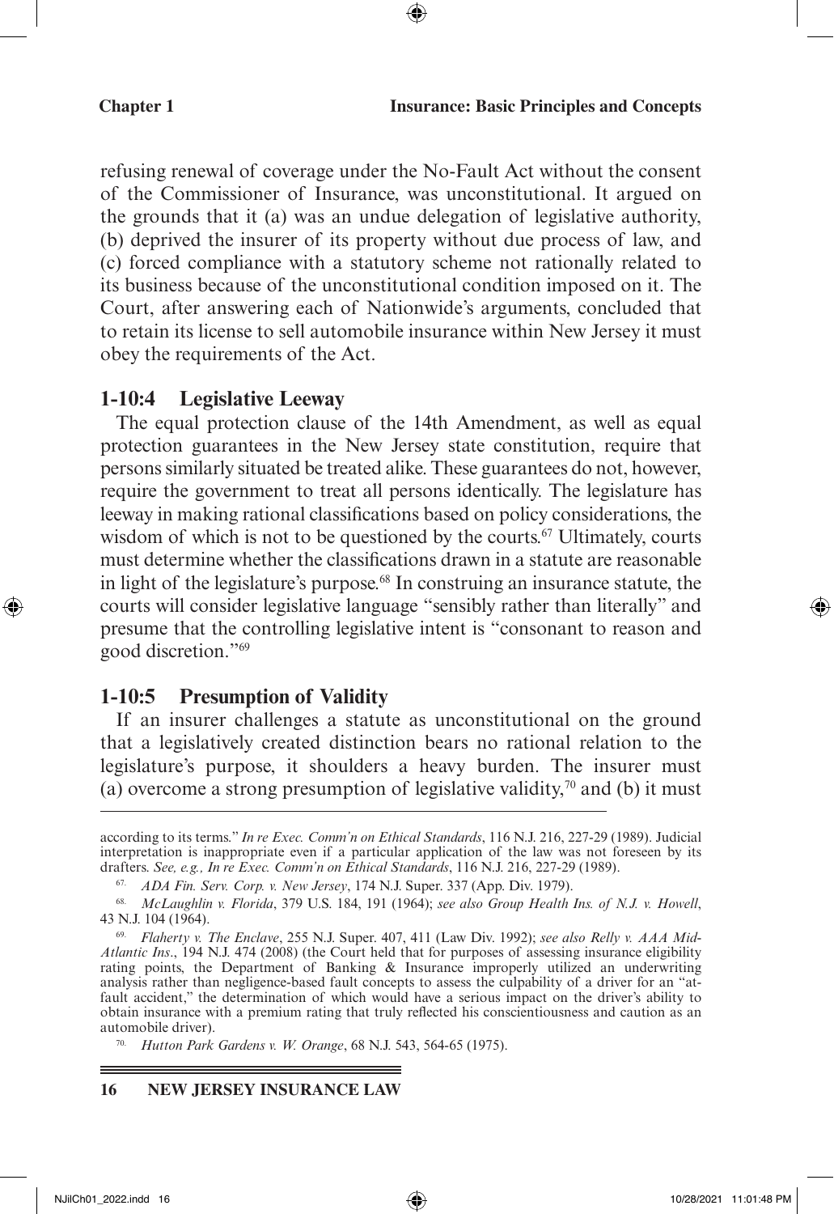refusing renewal of coverage under the No-Fault Act without the consent of the Commissioner of Insurance, was unconstitutional. It argued on the grounds that it (a) was an undue delegation of legislative authority, (b) deprived the insurer of its property without due process of law, and (c) forced compliance with a statutory scheme not rationally related to its business because of the unconstitutional condition imposed on it. The Court, after answering each of Nationwide's arguments, concluded that to retain its license to sell automobile insurance within New Jersey it must obey the requirements of the Act.

### 1-10:4 Legislative Leeway

The equal protection clause of the 14th Amendment, as well as equal protection guarantees in the New Jersey state constitution, require that persons similarly situated be treated alike. These guarantees do not, however, require the government to treat all persons identically. The legislature has leeway in making rational classifications based on policy considerations, the wisdom of which is not to be questioned by the courts.[67] Ultimately, courts must determine whether the classifications drawn in a statute are reasonable in light of the legislature's purpose.[68] In construing an insurance statute, the courts will consider legislative language "sensibly rather than literally" and presume that the controlling legislative intent is "consonant to reason and good discretion."[69]

### 1-10:5 Presumption of Validity

If an insurer challenges a statute as unconstitutional on the ground that a legislatively created distinction bears no rational relation to the legislature's purpose, it shoulders a heavy burden. The insurer must (a) overcome a strong presumption of legislative validity,[70] and (b) it must

---

according to its terms." *In re Exec. Comm'n on Ethical Standards*, 116 N.J. 216, 227-29 (1989). Judicial interpretation is inappropriate even if a particular application of the law was not foreseen by its drafters. *See, e.g., In re Exec. Comm'n on Ethical Standards*, 116 N.J. 216, 227-29 (1989).

67. *ADA Fin. Serv. Corp. v. New Jersey*, 174 N.J. Super. 337 (App. Div. 1979).

68. *McLaughlin v. Florida*, 379 U.S. 184, 191 (1964); *see also Group Health Ins. of N.J. v. Howell*, 43 N.J. 104 (1964).

69. *Flaherty v. The Enclave*, 255 N.J. Super. 407, 411 (Law Div. 1992); *see also Relly v. AAA Mid-Atlantic Ins*., 194 N.J. 474 (2008) (the Court held that for purposes of assessing insurance eligibility rating points, the Department of Banking & Insurance improperly utilized an underwriting analysis rather than negligence-based fault concepts to assess the culpability of a driver for an "at-fault accident," the determination of which would have a serious impact on the driver's ability to obtain insurance with a premium rating that truly reflected his conscientiousness and caution as an automobile driver).

70. *Hutton Park Gardens v. W. Orange*, 68 N.J. 543, 564-65 (1975).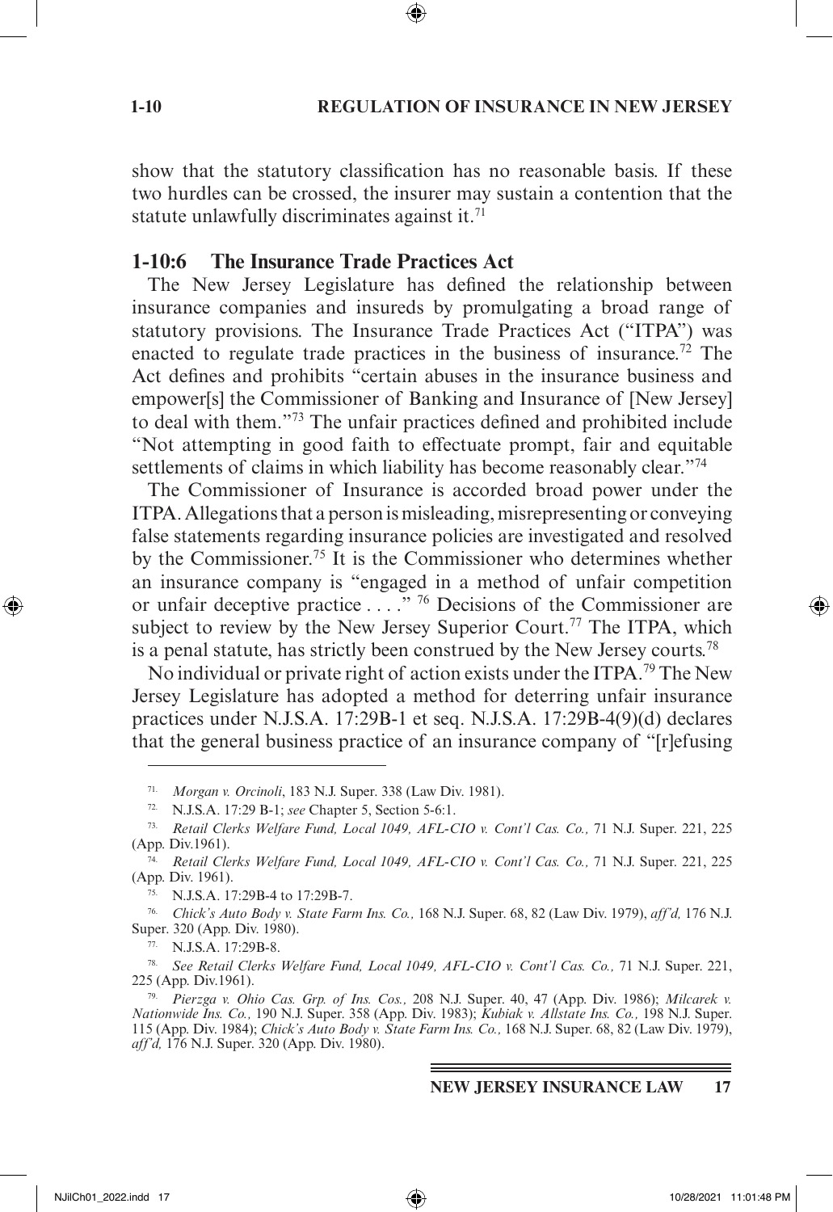show that the statutory classification has no reasonable basis. If these two hurdles can be crossed, the insurer may sustain a contention that the statute unlawfully discriminates against it.[71]

### 1-10:6 The Insurance Trade Practices Act

The New Jersey Legislature has defined the relationship between insurance companies and insureds by promulgating a broad range of statutory provisions. The Insurance Trade Practices Act ("ITPA") was enacted to regulate trade practices in the business of insurance.[72] The Act defines and prohibits "certain abuses in the insurance business and empower[s] the Commissioner of Banking and Insurance of [New Jersey] to deal with them."[73] The unfair practices defined and prohibited include "Not attempting in good faith to effectuate prompt, fair and equitable settlements of claims in which liability has become reasonably clear."[74]

The Commissioner of Insurance is accorded broad power under the ITPA. Allegations that a person is misleading, misrepresenting or conveying false statements regarding insurance policies are investigated and resolved by the Commissioner.[75] It is the Commissioner who determines whether an insurance company is "engaged in a method of unfair competition or unfair deceptive practice . . . ."[76] Decisions of the Commissioner are subject to review by the New Jersey Superior Court.[77] The ITPA, which is a penal statute, has strictly been construed by the New Jersey courts.[78]

No individual or private right of action exists under the ITPA.[79] The New Jersey Legislature has adopted a method for deterring unfair insurance practices under N.J.S.A. 17:29B-1 et seq. N.J.S.A. 17:29B-4(9)(d) declares that the general business practice of an insurance company of "[r]efusing

---

71. *Morgan v. Orcinoli*, 183 N.J. Super. 338 (Law Div. 1981).

72. N.J.S.A. 17:29 B-1; *see* Chapter 5, Section 5-6:1.

73. *Retail Clerks Welfare Fund, Local 1049, AFL-CIO v. Cont'l Cas. Co.,* 71 N.J. Super. 221, 225 (App. Div.1961).

74. *Retail Clerks Welfare Fund, Local 1049, AFL-CIO v. Cont'l Cas. Co.,* 71 N.J. Super. 221, 225 (App. Div. 1961).

75. N.J.S.A. 17:29B-4 to 17:29B-7.

76. *Chick's Auto Body v. State Farm Ins. Co.,* 168 N.J. Super. 68, 82 (Law Div. 1979), *aff'd,* 176 N.J. Super. 320 (App. Div. 1980).

77. N.J.S.A. 17:29B-8.

78. *See Retail Clerks Welfare Fund, Local 1049, AFL-CIO v. Cont'l Cas. Co.,* 71 N.J. Super. 221, 225 (App. Div.1961).

79. *Pierzga v. Ohio Cas. Grp. of Ins. Cos.,* 208 N.J. Super. 40, 47 (App. Div. 1986); *Milcarek v. Nationwide Ins. Co.,* 190 N.J. Super. 358 (App. Div. 1983); *Kubiak v. Allstate Ins. Co.,* 198 N.J. Super. 115 (App. Div. 1984); *Chick's Auto Body v. State Farm Ins. Co.,* 168 N.J. Super. 68, 82 (Law Div. 1979), *aff'd,* 176 N.J. Super. 320 (App. Div. 1980).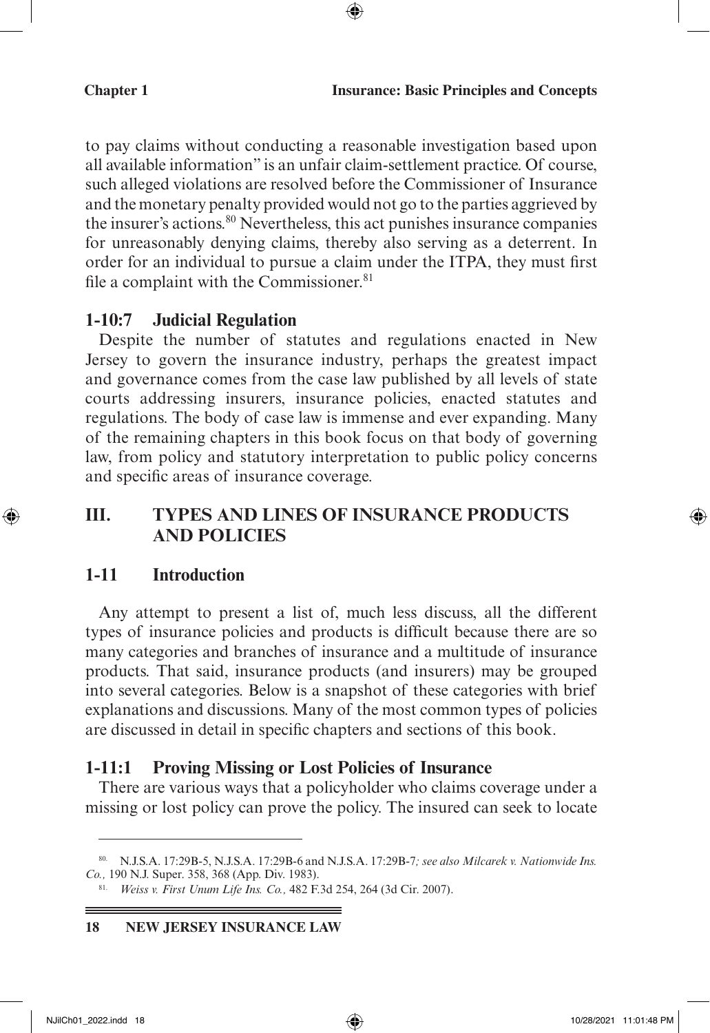to pay claims without conducting a reasonable investigation based upon all available information" is an unfair claim-settlement practice. Of course, such alleged violations are resolved before the Commissioner of Insurance and the monetary penalty provided would not go to the parties aggrieved by the insurer's actions.[80] Nevertheless, this act punishes insurance companies for unreasonably denying claims, thereby also serving as a deterrent. In order for an individual to pursue a claim under the ITPA, they must first file a complaint with the Commissioner.[81]

### 1-10:7 Judicial Regulation

Despite the number of statutes and regulations enacted in New Jersey to govern the insurance industry, perhaps the greatest impact and governance comes from the case law published by all levels of state courts addressing insurers, insurance policies, enacted statutes and regulations. The body of case law is immense and ever expanding. Many of the remaining chapters in this book focus on that body of governing law, from policy and statutory interpretation to public policy concerns and specific areas of insurance coverage.

## III. TYPES AND LINES OF INSURANCE PRODUCTS AND POLICIES

### 1-11 Introduction

Any attempt to present a list of, much less discuss, all the different types of insurance policies and products is difficult because there are so many categories and branches of insurance and a multitude of insurance products. That said, insurance products (and insurers) may be grouped into several categories. Below is a snapshot of these categories with brief explanations and discussions. Many of the most common types of policies are discussed in detail in specific chapters and sections of this book.

### 1-11:1 Proving Missing or Lost Policies of Insurance

There are various ways that a policyholder who claims coverage under a missing or lost policy can prove the policy. The insured can seek to locate

---

[80] N.J.S.A. 17:29B-5, N.J.S.A. 17:29B-6 and N.J.S.A. 17:29B-7*; see also Milcarek v. Nationwide Ins. Co.,* 190 N.J. Super. 358, 368 (App. Div. 1983).

[81] *Weiss v. First Unum Life Ins. Co.,* 482 F.3d 254, 264 (3d Cir. 2007).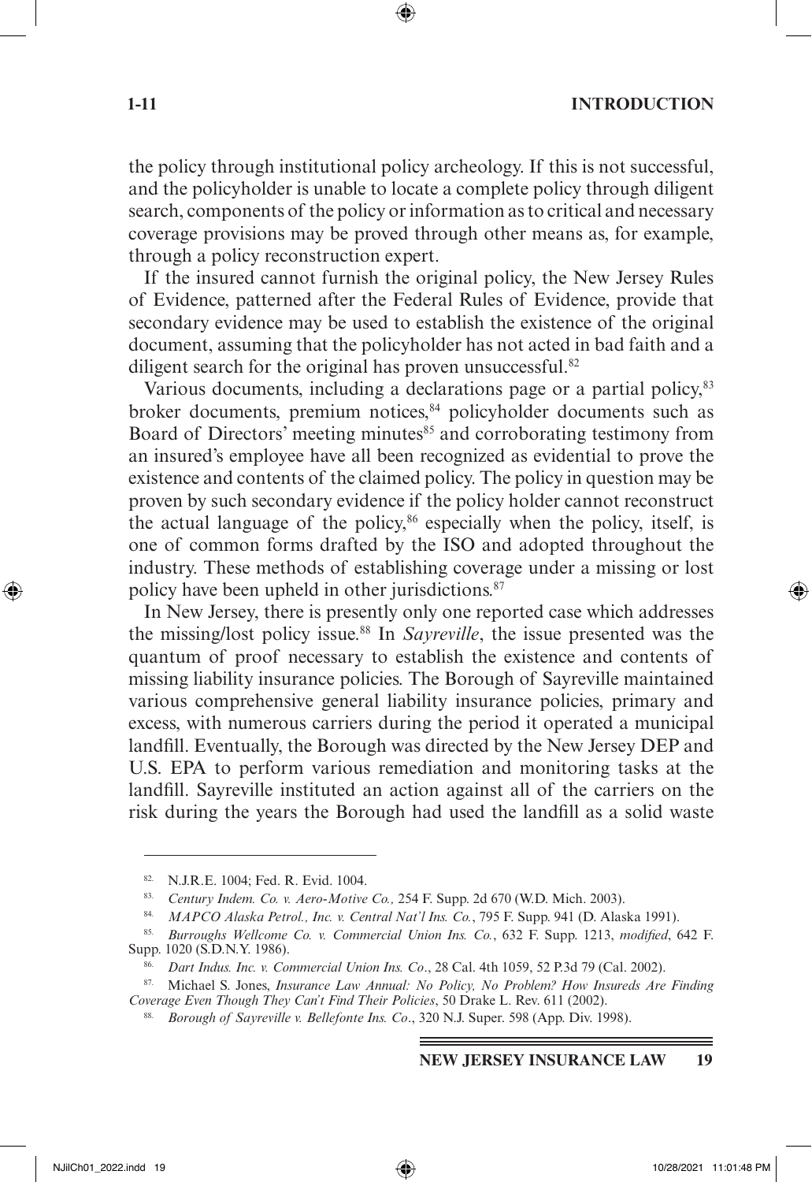the policy through institutional policy archeology. If this is not successful, and the policyholder is unable to locate a complete policy through diligent search, components of the policy or information as to critical and necessary coverage provisions may be proved through other means as, for example, through a policy reconstruction expert.

If the insured cannot furnish the original policy, the New Jersey Rules of Evidence, patterned after the Federal Rules of Evidence, provide that secondary evidence may be used to establish the existence of the original document, assuming that the policyholder has not acted in bad faith and a diligent search for the original has proven unsuccessful.[82]

Various documents, including a declarations page or a partial policy,[83] broker documents, premium notices,[84] policyholder documents such as Board of Directors' meeting minutes[85] and corroborating testimony from an insured's employee have all been recognized as evidential to prove the existence and contents of the claimed policy. The policy in question may be proven by such secondary evidence if the policy holder cannot reconstruct the actual language of the policy,[86] especially when the policy, itself, is one of common forms drafted by the ISO and adopted throughout the industry. These methods of establishing coverage under a missing or lost policy have been upheld in other jurisdictions.[87]

In New Jersey, there is presently only one reported case which addresses the missing/lost policy issue.[88] In *Sayreville*, the issue presented was the quantum of proof necessary to establish the existence and contents of missing liability insurance policies. The Borough of Sayreville maintained various comprehensive general liability insurance policies, primary and excess, with numerous carriers during the period it operated a municipal landfill. Eventually, the Borough was directed by the New Jersey DEP and U.S. EPA to perform various remediation and monitoring tasks at the landfill. Sayreville instituted an action against all of the carriers on the risk during the years the Borough had used the landfill as a solid waste

---

[82] N.J.R.E. 1004; Fed. R. Evid. 1004.

[83] *Century Indem. Co. v. Aero-Motive Co.,* 254 F. Supp. 2d 670 (W.D. Mich. 2003).

[84] *MAPCO Alaska Petrol., Inc. v. Central Nat'l Ins. Co.*, 795 F. Supp. 941 (D. Alaska 1991).

[85] *Burroughs Wellcome Co. v. Commercial Union Ins. Co.*, 632 F. Supp. 1213, *modified*, 642 F. Supp. 1020 (S.D.N.Y. 1986).

[86] *Dart Indus. Inc. v. Commercial Union Ins. Co*., 28 Cal. 4th 1059, 52 P.3d 79 (Cal. 2002).

[87] Michael S. Jones, *Insurance Law Annual: No Policy, No Problem? How Insureds Are Finding Coverage Even Though They Can't Find Their Policies*, 50 Drake L. Rev. 611 (2002).

[88] *Borough of Sayreville v. Bellefonte Ins. Co*., 320 N.J. Super. 598 (App. Div. 1998).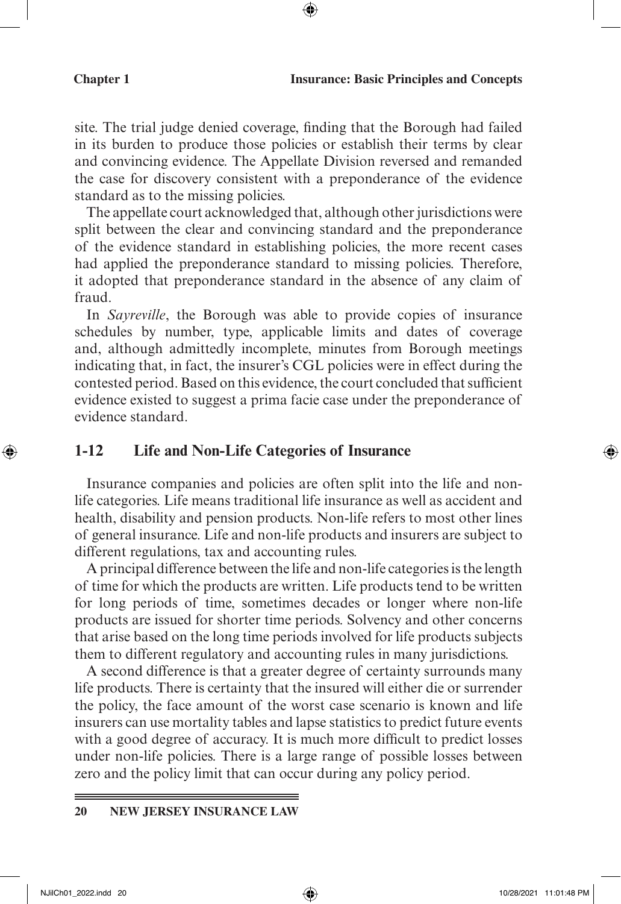site. The trial judge denied coverage, finding that the Borough had failed in its burden to produce those policies or establish their terms by clear and convincing evidence. The Appellate Division reversed and remanded the case for discovery consistent with a preponderance of the evidence standard as to the missing policies.

The appellate court acknowledged that, although other jurisdictions were split between the clear and convincing standard and the preponderance of the evidence standard in establishing policies, the more recent cases had applied the preponderance standard to missing policies. Therefore, it adopted that preponderance standard in the absence of any claim of fraud.

In *Sayreville*, the Borough was able to provide copies of insurance schedules by number, type, applicable limits and dates of coverage and, although admittedly incomplete, minutes from Borough meetings indicating that, in fact, the insurer's CGL policies were in effect during the contested period. Based on this evidence, the court concluded that sufficient evidence existed to suggest a prima facie case under the preponderance of evidence standard.

## 1-12 Life and Non-Life Categories of Insurance

Insurance companies and policies are often split into the life and non-life categories. Life means traditional life insurance as well as accident and health, disability and pension products. Non-life refers to most other lines of general insurance. Life and non-life products and insurers are subject to different regulations, tax and accounting rules.

A principal difference between the life and non-life categories is the length of time for which the products are written. Life products tend to be written for long periods of time, sometimes decades or longer where non-life products are issued for shorter time periods. Solvency and other concerns that arise based on the long time periods involved for life products subjects them to different regulatory and accounting rules in many jurisdictions.

A second difference is that a greater degree of certainty surrounds many life products. There is certainty that the insured will either die or surrender the policy, the face amount of the worst case scenario is known and life insurers can use mortality tables and lapse statistics to predict future events with a good degree of accuracy. It is much more difficult to predict losses under non-life policies. There is a large range of possible losses between zero and the policy limit that can occur during any policy period.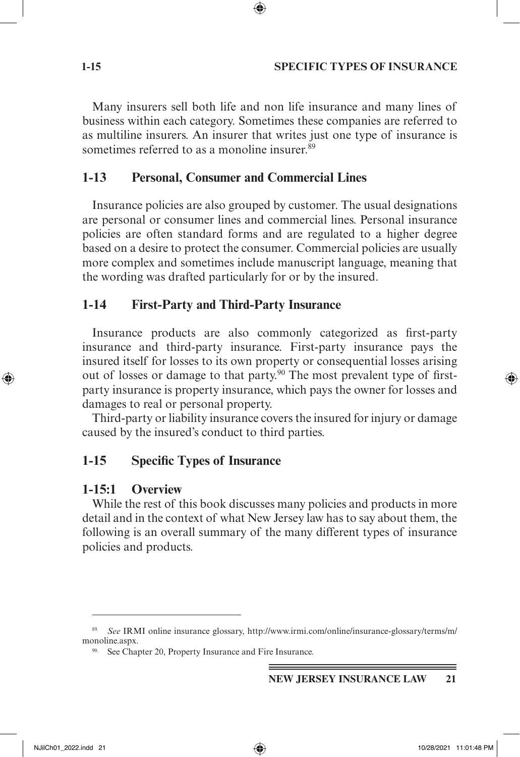Many insurers sell both life and non life insurance and many lines of business within each category. Sometimes these companies are referred to as multiline insurers. An insurer that writes just one type of insurance is sometimes referred to as a monoline insurer.[89]

## 1-13 Personal, Consumer and Commercial Lines

Insurance policies are also grouped by customer. The usual designations are personal or consumer lines and commercial lines. Personal insurance policies are often standard forms and are regulated to a higher degree based on a desire to protect the consumer. Commercial policies are usually more complex and sometimes include manuscript language, meaning that the wording was drafted particularly for or by the insured.

## 1-14 First-Party and Third-Party Insurance

Insurance products are also commonly categorized as first-party insurance and third-party insurance. First-party insurance pays the insured itself for losses to its own property or consequential losses arising out of losses or damage to that party.[90] The most prevalent type of first-party insurance is property insurance, which pays the owner for losses and damages to real or personal property.

Third-party or liability insurance covers the insured for injury or damage caused by the insured's conduct to third parties.

## 1-15 Specific Types of Insurance

### 1-15:1 Overview

While the rest of this book discusses many policies and products in more detail and in the context of what New Jersey law has to say about them, the following is an overall summary of the many different types of insurance policies and products.

---

[89] *See* IRMI online insurance glossary, http://www.irmi.com/online/insurance-glossary/terms/m/monoline.aspx.

[90] See Chapter 20, Property Insurance and Fire Insurance.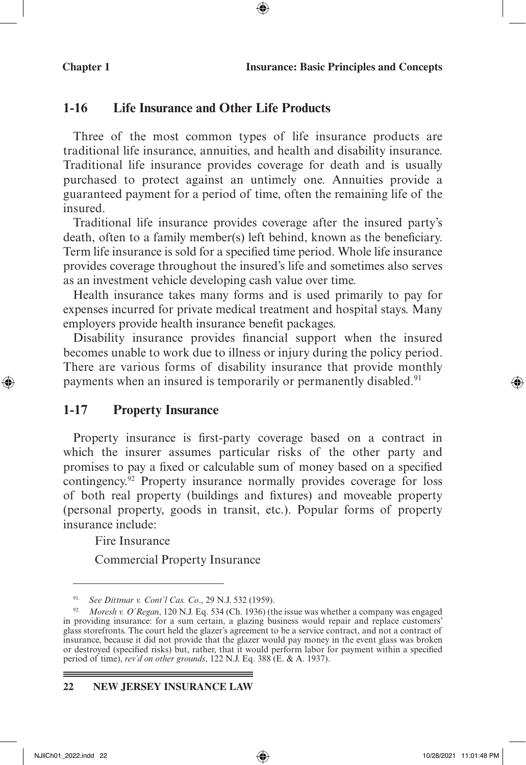## 1-16 Life Insurance and Other Life Products

Three of the most common types of life insurance products are traditional life insurance, annuities, and health and disability insurance. Traditional life insurance provides coverage for death and is usually purchased to protect against an untimely one. Annuities provide a guaranteed payment for a period of time, often the remaining life of the insured.

Traditional life insurance provides coverage after the insured party's death, often to a family member(s) left behind, known as the beneficiary. Term life insurance is sold for a specified time period. Whole life insurance provides coverage throughout the insured's life and sometimes also serves as an investment vehicle developing cash value over time.

Health insurance takes many forms and is used primarily to pay for expenses incurred for private medical treatment and hospital stays. Many employers provide health insurance benefit packages.

Disability insurance provides financial support when the insured becomes unable to work due to illness or injury during the policy period. There are various forms of disability insurance that provide monthly payments when an insured is temporarily or permanently disabled.[91]

## 1-17 Property Insurance

Property insurance is first-party coverage based on a contract in which the insurer assumes particular risks of the other party and promises to pay a fixed or calculable sum of money based on a specified contingency.[92] Property insurance normally provides coverage for loss of both real property (buildings and fixtures) and moveable property (personal property, goods in transit, etc.). Popular forms of property insurance include:

Fire Insurance

Commercial Property Insurance

---

91. *See Dittmar v. Cont'l Cas. Co*., 29 N.J. 532 (1959).

92. *Moresh v. O'Regan*, 120 N.J. Eq. 534 (Ch. 1936) (the issue was whether a company was engaged in providing insurance: for a sum certain, a glazing business would repair and replace customers' glass storefronts. The court held the glazer's agreement to be a service contract, and not a contract of insurance, because it did not provide that the glazer would pay money in the event glass was broken or destroyed (specified risks) but, rather, that it would perform labor for payment within a specified period of time), *rev'd on other grounds*, 122 N.J. Eq. 388 (E. & A. 1937).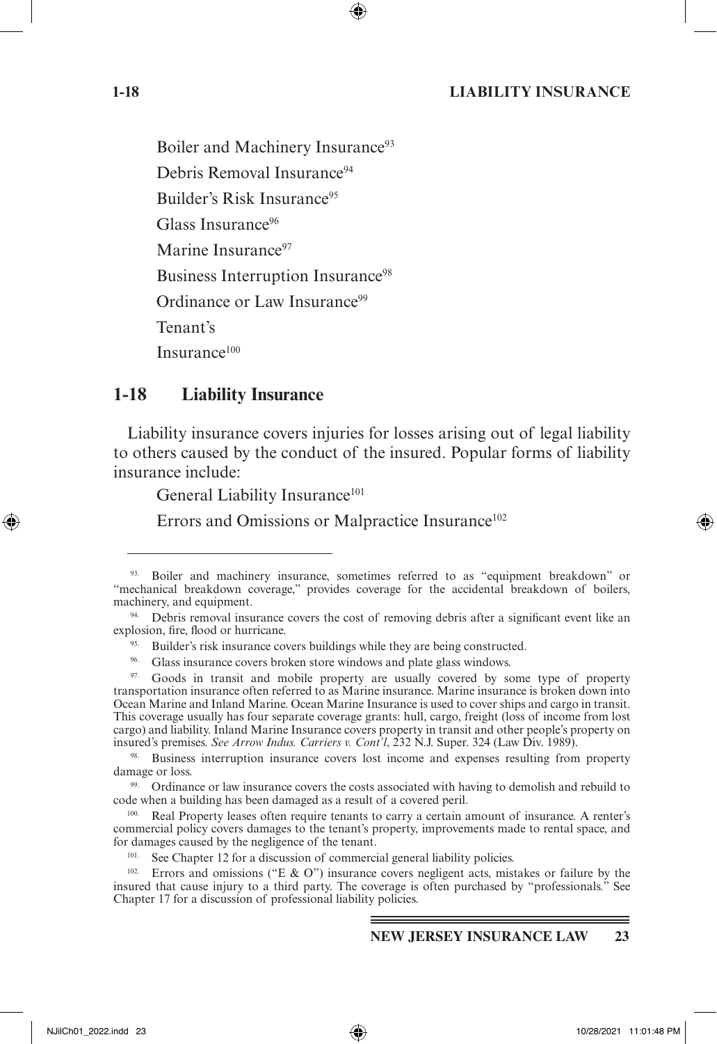Boiler and Machinery Insurance[93]

Debris Removal Insurance[94]

Builder's Risk Insurance[95]

Glass Insurance[96]

Marine Insurance[97]

Business Interruption Insurance[98]

Ordinance or Law Insurance[99]

Tenant's

Insurance[100]

## 1-18 Liability Insurance

Liability insurance covers injuries for losses arising out of legal liability to others caused by the conduct of the insured. Popular forms of liability insurance include:

General Liability Insurance[101]

Errors and Omissions or Malpractice Insurance[102]

---

93. Boiler and machinery insurance, sometimes referred to as "equipment breakdown" or "mechanical breakdown coverage," provides coverage for the accidental breakdown of boilers, machinery, and equipment.

94. Debris removal insurance covers the cost of removing debris after a significant event like an explosion, fire, flood or hurricane.

95. Builder's risk insurance covers buildings while they are being constructed.

96. Glass insurance covers broken store windows and plate glass windows.

97. Goods in transit and mobile property are usually covered by some type of property transportation insurance often referred to as Marine insurance. Marine insurance is broken down into Ocean Marine and Inland Marine. Ocean Marine Insurance is used to cover ships and cargo in transit. This coverage usually has four separate coverage grants: hull, cargo, freight (loss of income from lost cargo) and liability. Inland Marine Insurance covers property in transit and other people's property on insured's premises. *See Arrow Indus. Carriers v. Cont'l*, 232 N.J. Super. 324 (Law Div. 1989).

98. Business interruption insurance covers lost income and expenses resulting from property damage or loss.

99. Ordinance or law insurance covers the costs associated with having to demolish and rebuild to code when a building has been damaged as a result of a covered peril.

100. Real Property leases often require tenants to carry a certain amount of insurance. A renter's commercial policy covers damages to the tenant's property, improvements made to rental space, and for damages caused by the negligence of the tenant.

101. See Chapter 12 for a discussion of commercial general liability policies.

102. Errors and omissions ("E & O") insurance covers negligent acts, mistakes or failure by the insured that cause injury to a third party. The coverage is often purchased by "professionals." See Chapter 17 for a discussion of professional liability policies.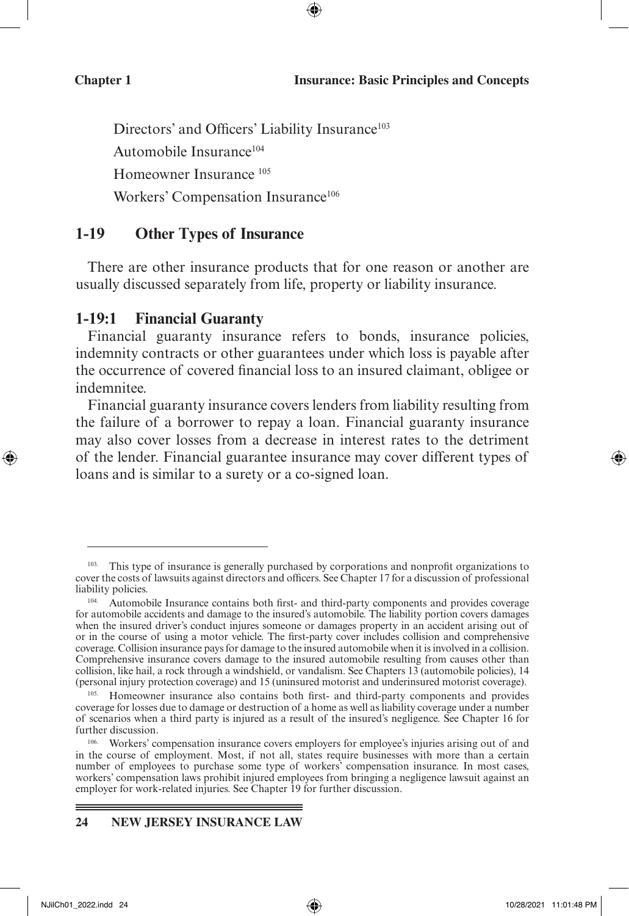Directors' and Officers' Liability Insurance[103]

Automobile Insurance[104]

Homeowner Insurance [105]

Workers' Compensation Insurance[106]

## 1-19 Other Types of Insurance

There are other insurance products that for one reason or another are usually discussed separately from life, property or liability insurance.

### 1-19:1 Financial Guaranty

Financial guaranty insurance refers to bonds, insurance policies, indemnity contracts or other guarantees under which loss is payable after the occurrence of covered financial loss to an insured claimant, obligee or indemnitee.

Financial guaranty insurance covers lenders from liability resulting from the failure of a borrower to repay a loan. Financial guaranty insurance may also cover losses from a decrease in interest rates to the detriment of the lender. Financial guarantee insurance may cover different types of loans and is similar to a surety or a co-signed loan.

---

[103] This type of insurance is generally purchased by corporations and nonprofit organizations to cover the costs of lawsuits against directors and officers. See Chapter 17 for a discussion of professional liability policies.

[104] Automobile Insurance contains both first- and third-party components and provides coverage for automobile accidents and damage to the insured's automobile. The liability portion covers damages when the insured driver's conduct injures someone or damages property in an accident arising out of or in the course of using a motor vehicle. The first-party cover includes collision and comprehensive coverage. Collision insurance pays for damage to the insured automobile when it is involved in a collision. Comprehensive insurance covers damage to the insured automobile resulting from causes other than collision, like hail, a rock through a windshield, or vandalism. See Chapters 13 (automobile policies), 14 (personal injury protection coverage) and 15 (uninsured motorist and underinsured motorist coverage).

[105] Homeowner insurance also contains both first- and third-party components and provides coverage for losses due to damage or destruction of a home as well as liability coverage under a number of scenarios when a third party is injured as a result of the insured's negligence. See Chapter 16 for further discussion.

[106] Workers' compensation insurance covers employers for employee's injuries arising out of and in the course of employment. Most, if not all, states require businesses with more than a certain number of employees to purchase some type of workers' compensation insurance. In most cases, workers' compensation laws prohibit injured employees from bringing a negligence lawsuit against an employer for work-related injuries. See Chapter 19 for further discussion.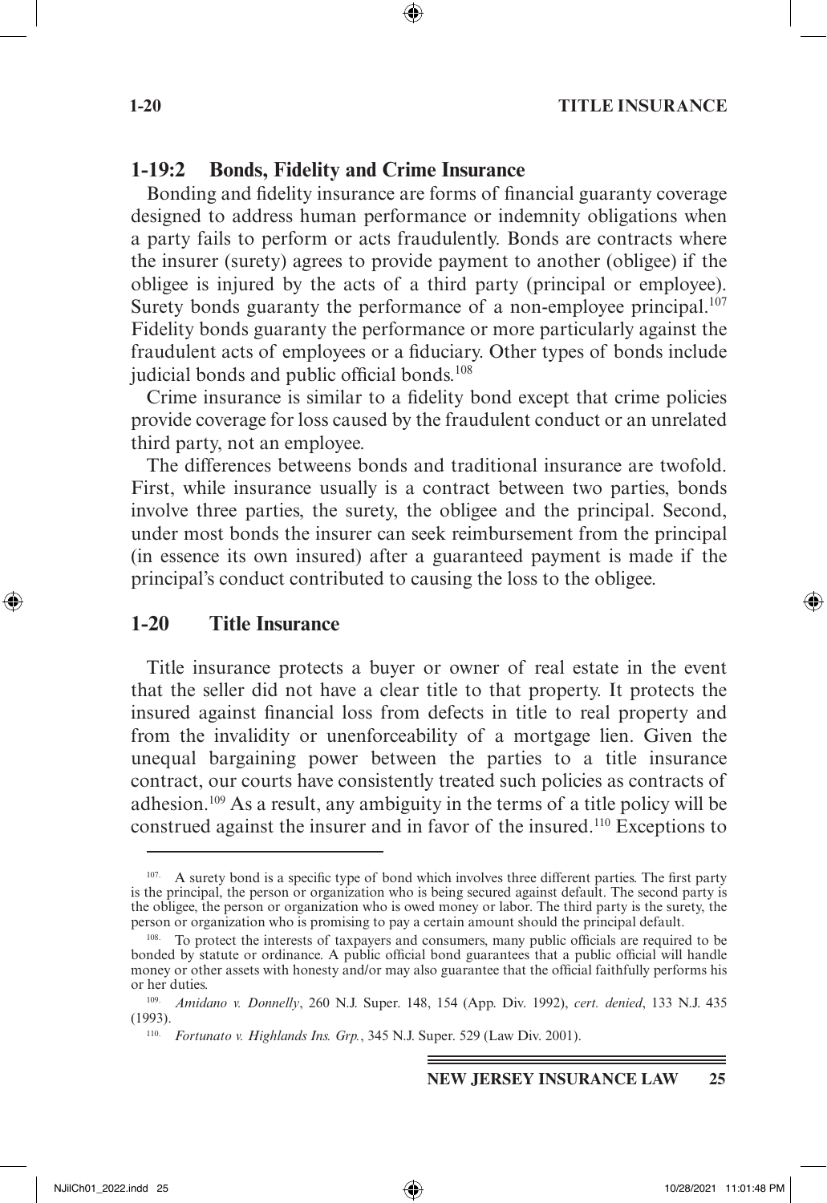## 1-19:2 Bonds, Fidelity and Crime Insurance

Bonding and fidelity insurance are forms of financial guaranty coverage designed to address human performance or indemnity obligations when a party fails to perform or acts fraudulently. Bonds are contracts where the insurer (surety) agrees to provide payment to another (obligee) if the obligee is injured by the acts of a third party (principal or employee). Surety bonds guaranty the performance of a non-employee principal.[107] Fidelity bonds guaranty the performance or more particularly against the fraudulent acts of employees or a fiduciary. Other types of bonds include judicial bonds and public official bonds.[108]

Crime insurance is similar to a fidelity bond except that crime policies provide coverage for loss caused by the fraudulent conduct or an unrelated third party, not an employee.

The differences betweens bonds and traditional insurance are twofold. First, while insurance usually is a contract between two parties, bonds involve three parties, the surety, the obligee and the principal. Second, under most bonds the insurer can seek reimbursement from the principal (in essence its own insured) after a guaranteed payment is made if the principal's conduct contributed to causing the loss to the obligee.

# 1-20 Title Insurance

Title insurance protects a buyer or owner of real estate in the event that the seller did not have a clear title to that property. It protects the insured against financial loss from defects in title to real property and from the invalidity or unenforceability of a mortgage lien. Given the unequal bargaining power between the parties to a title insurance contract, our courts have consistently treated such policies as contracts of adhesion.[109] As a result, any ambiguity in the terms of a title policy will be construed against the insurer and in favor of the insured.[110] Exceptions to

---

107. A surety bond is a specific type of bond which involves three different parties. The first party is the principal, the person or organization who is being secured against default. The second party is the obligee, the person or organization who is owed money or labor. The third party is the surety, the person or organization who is promising to pay a certain amount should the principal default.

108. To protect the interests of taxpayers and consumers, many public officials are required to be bonded by statute or ordinance. A public official bond guarantees that a public official will handle money or other assets with honesty and/or may also guarantee that the official faithfully performs his or her duties.

109. *Amidano v. Donnelly*, 260 N.J. Super. 148, 154 (App. Div. 1992), *cert. denied*, 133 N.J. 435 (1993).

110. *Fortunato v. Highlands Ins. Grp.*, 345 N.J. Super. 529 (Law Div. 2001).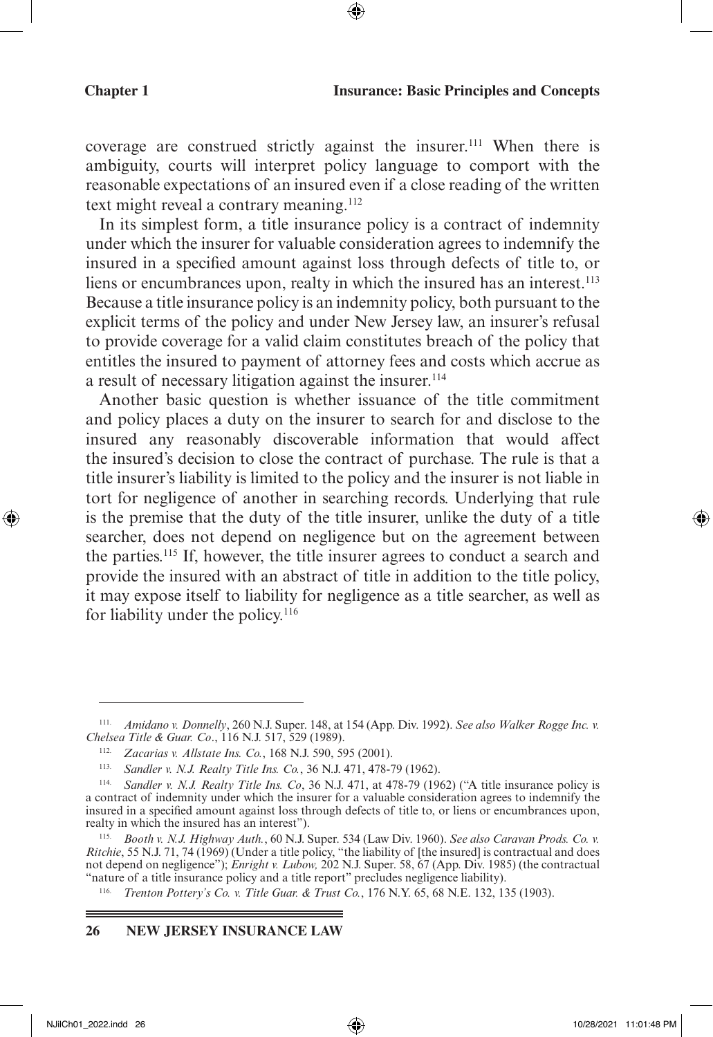coverage are construed strictly against the insurer.[111] When there is ambiguity, courts will interpret policy language to comport with the reasonable expectations of an insured even if a close reading of the written text might reveal a contrary meaning.[112]

In its simplest form, a title insurance policy is a contract of indemnity under which the insurer for valuable consideration agrees to indemnify the insured in a specified amount against loss through defects of title to, or liens or encumbrances upon, realty in which the insured has an interest.[113] Because a title insurance policy is an indemnity policy, both pursuant to the explicit terms of the policy and under New Jersey law, an insurer's refusal to provide coverage for a valid claim constitutes breach of the policy that entitles the insured to payment of attorney fees and costs which accrue as a result of necessary litigation against the insurer.[114]

Another basic question is whether issuance of the title commitment and policy places a duty on the insurer to search for and disclose to the insured any reasonably discoverable information that would affect the insured's decision to close the contract of purchase. The rule is that a title insurer's liability is limited to the policy and the insurer is not liable in tort for negligence of another in searching records. Underlying that rule is the premise that the duty of the title insurer, unlike the duty of a title searcher, does not depend on negligence but on the agreement between the parties.[115] If, however, the title insurer agrees to conduct a search and provide the insured with an abstract of title in addition to the title policy, it may expose itself to liability for negligence as a title searcher, as well as for liability under the policy.[116]

---

111. *Amidano v. Donnelly*, 260 N.J. Super. 148, at 154 (App. Div. 1992). *See also Walker Rogge Inc. v. Chelsea Title & Guar. Co*., 116 N.J. 517, 529 (1989).

112. *Zacarias v. Allstate Ins. Co.*, 168 N.J. 590, 595 (2001).

113. *Sandler v. N.J. Realty Title Ins. Co.*, 36 N.J. 471, 478-79 (1962).

114. *Sandler v. N.J. Realty Title Ins. Co*, 36 N.J. 471, at 478-79 (1962) ("A title insurance policy is a contract of indemnity under which the insurer for a valuable consideration agrees to indemnify the insured in a specified amount against loss through defects of title to, or liens or encumbrances upon, realty in which the insured has an interest").

115. *Booth v. N.J. Highway Auth.*, 60 N.J. Super. 534 (Law Div. 1960). *See also Caravan Prods. Co. v. Ritchie*, 55 N.J. 71, 74 (1969) (Under a title policy, "the liability of [the insured] is contractual and does not depend on negligence"); *Enright v. Lubow,* 202 N.J. Super. 58, 67 (App. Div. 1985) (the contractual "nature of a title insurance policy and a title report" precludes negligence liability).

116. *Trenton Pottery's Co. v. Title Guar. & Trust Co.*, 176 N.Y. 65, 68 N.E. 132, 135 (1903).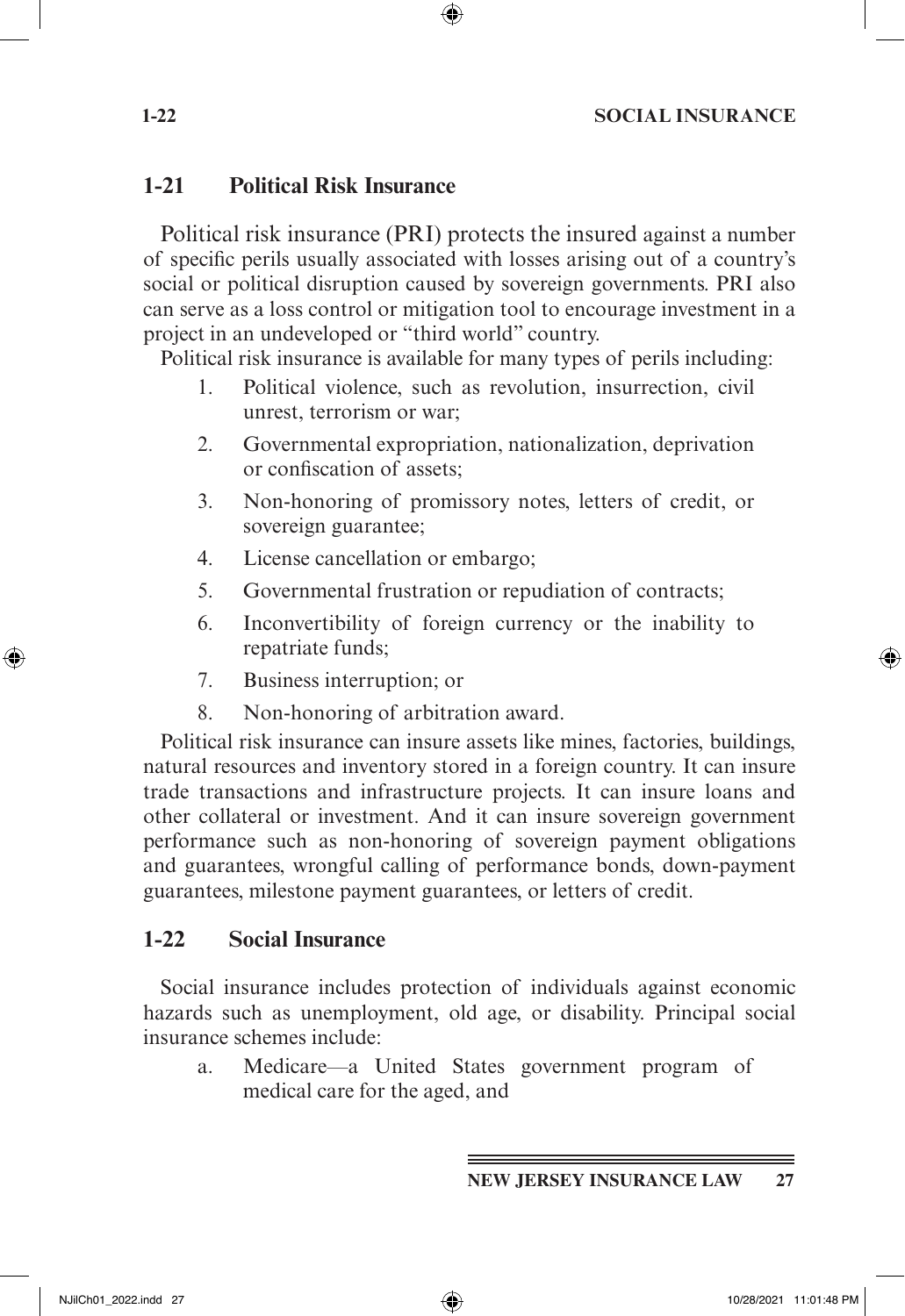## 1-21 Political Risk Insurance

Political risk insurance (PRI) protects the insured against a number of specific perils usually associated with losses arising out of a country's social or political disruption caused by sovereign governments. PRI also can serve as a loss control or mitigation tool to encourage investment in a project in an undeveloped or "third world" country.

Political risk insurance is available for many types of perils including:

1. Political violence, such as revolution, insurrection, civil unrest, terrorism or war;
2. Governmental expropriation, nationalization, deprivation or confiscation of assets;
3. Non-honoring of promissory notes, letters of credit, or sovereign guarantee;
4. License cancellation or embargo;
5. Governmental frustration or repudiation of contracts;
6. Inconvertibility of foreign currency or the inability to repatriate funds;
7. Business interruption; or
8. Non-honoring of arbitration award.

Political risk insurance can insure assets like mines, factories, buildings, natural resources and inventory stored in a foreign country. It can insure trade transactions and infrastructure projects. It can insure loans and other collateral or investment. And it can insure sovereign government performance such as non-honoring of sovereign payment obligations and guarantees, wrongful calling of performance bonds, down-payment guarantees, milestone payment guarantees, or letters of credit.

## 1-22 Social Insurance

Social insurance includes protection of individuals against economic hazards such as unemployment, old age, or disability. Principal social insurance schemes include:

a. Medicare—a United States government program of medical care for the aged, and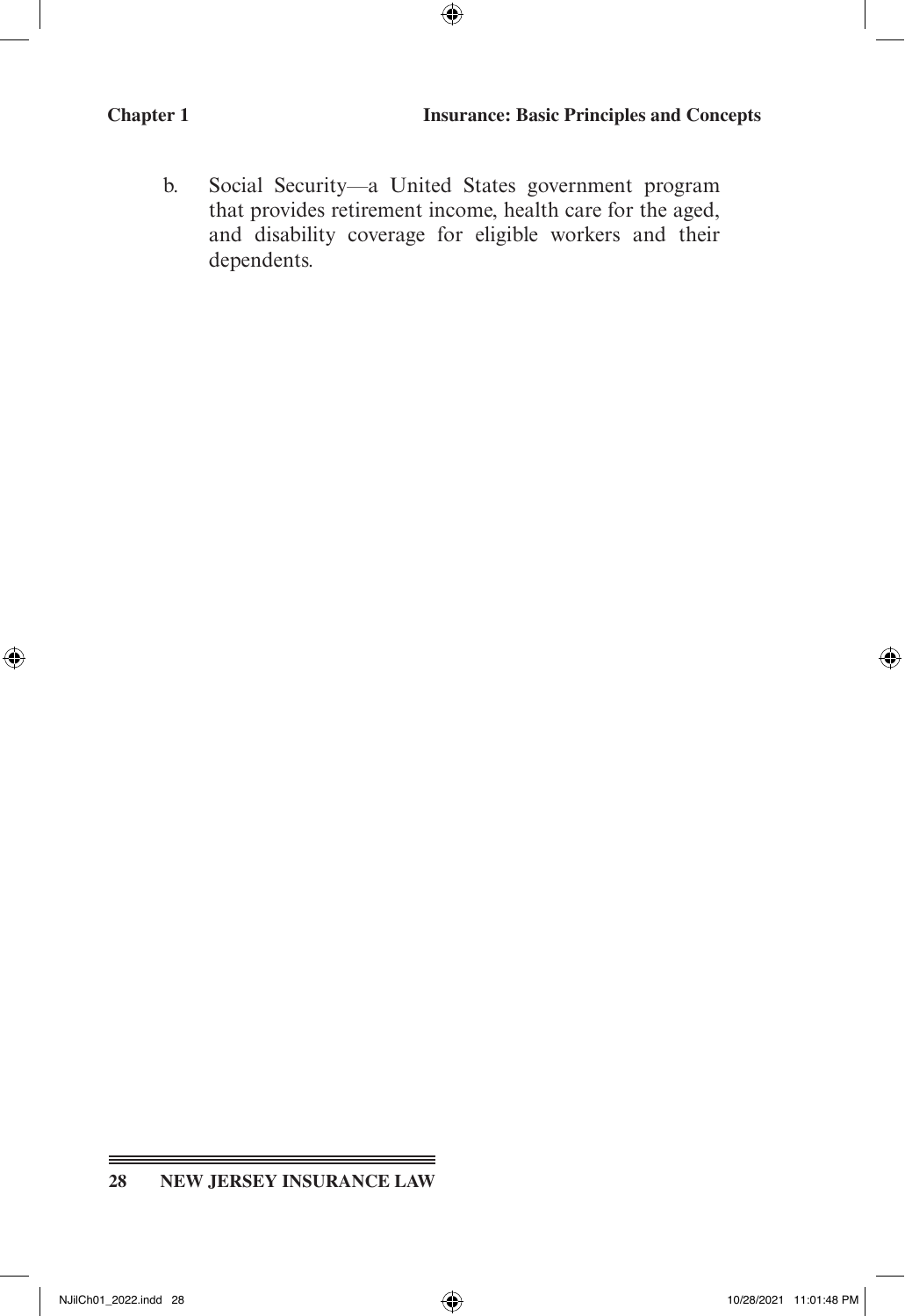b. Social Security—a United States government program that provides retirement income, health care for the aged, and disability coverage for eligible workers and their dependents.